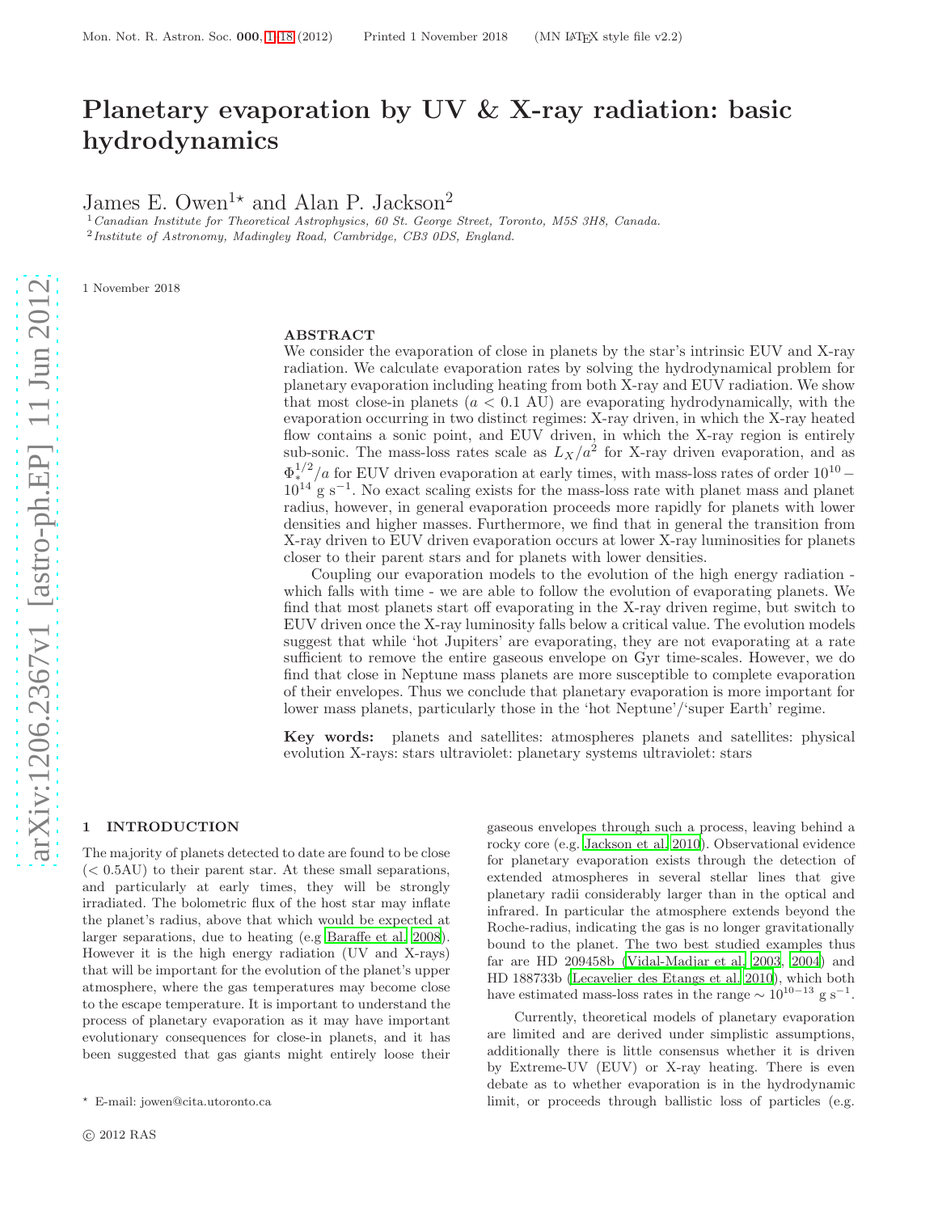# Planetary evaporation by UV & X-ray radiation: basic hydrodynamics

James E. Owen[1⋆] and Alan P. Jackson[2]

[1] *Canadian Institute for Theoretical Astrophysics, 60 St. George Street, Toronto, M5S 3H8, Canada.*
[2] *Institute of Astronomy, Madingley Road, Cambridge, CB3 0DS, England.*

1 November 2018

## ABSTRACT

We consider the evaporation of close in planets by the star's intrinsic EUV and X-ray radiation. We calculate evaporation rates by solving the hydrodynamical problem for planetary evaporation including heating from both X-ray and EUV radiation. We show that most close-in planets ($a < 0.1$ AU) are evaporating hydrodynamically, with the evaporation occurring in two distinct regimes: X-ray driven, in which the X-ray heated flow contains a sonic point, and EUV driven, in which the X-ray region is entirely sub-sonic. The mass-loss rates scale as $L_X/a^2$ for X-ray driven evaporation, and as $\Phi_*^{1/2}/a$ for EUV driven evaporation at early times, with mass-loss rates of order $10^{10} - 10^{14}$ g s$^{-1}$. No exact scaling exists for the mass-loss rate with planet mass and planet radius, however, in general evaporation proceeds more rapidly for planets with lower densities and higher masses. Furthermore, we find that in general the transition from X-ray driven to EUV driven evaporation occurs at lower X-ray luminosities for planets closer to their parent stars and for planets with lower densities.

Coupling our evaporation models to the evolution of the high energy radiation - which falls with time - we are able to follow the evolution of evaporating planets. We find that most planets start off evaporating in the X-ray driven regime, but switch to EUV driven once the X-ray luminosity falls below a critical value. The evolution models suggest that while 'hot Jupiters' are evaporating, they are not evaporating at a rate sufficient to remove the entire gaseous envelope on Gyr time-scales. However, we do find that close in Neptune mass planets are more susceptible to complete evaporation of their envelopes. Thus we conclude that planetary evaporation is more important for lower mass planets, particularly those in the 'hot Neptune'/'super Earth' regime.

**Key words:** planets and satellites: atmospheres planets and satellites: physical evolution X-rays: stars ultraviolet: planetary systems ultraviolet: stars

## 1 INTRODUCTION

The majority of planets detected to date are found to be close (< 0.5AU) to their parent star. At these small separations, and particularly at early times, they will be strongly irradiated. The bolometric flux of the host star may inflate the planet's radius, above that which would be expected at larger separations, due to heating (e.g Baraffe et al. 2008). However it is the high energy radiation (UV and X-rays) that will be important for the evolution of the planet's upper atmosphere, where the gas temperatures may become close to the escape temperature. It is important to understand the process of planetary evaporation as it may have important evolutionary consequences for close-in planets, and it has been suggested that gas giants might entirely loose their gaseous envelopes through such a process, leaving behind a rocky core (e.g. Jackson et al. 2010). Observational evidence for planetary evaporation exists through the detection of extended atmospheres in several stellar lines that give planetary radii considerably larger than in the optical and infrared. In particular the atmosphere extends beyond the Roche-radius, indicating the gas is no longer gravitationally bound to the planet. The two best studied examples thus far are HD 209458b (Vidal-Madjar et al. 2003, 2004) and HD 188733b (Lecavelier des Etangs et al. 2010), which both have estimated mass-loss rates in the range $\sim 10^{10-13}$ g s$^{-1}$.

Currently, theoretical models of planetary evaporation are limited and are derived under simplistic assumptions, additionally there is little consensus whether it is driven by Extreme-UV (EUV) or X-ray heating. There is even debate as to whether evaporation is in the hydrodynamic limit, or proceeds through ballistic loss of particles (e.g.

⋆ E-mail: jowen@cita.utoronto.ca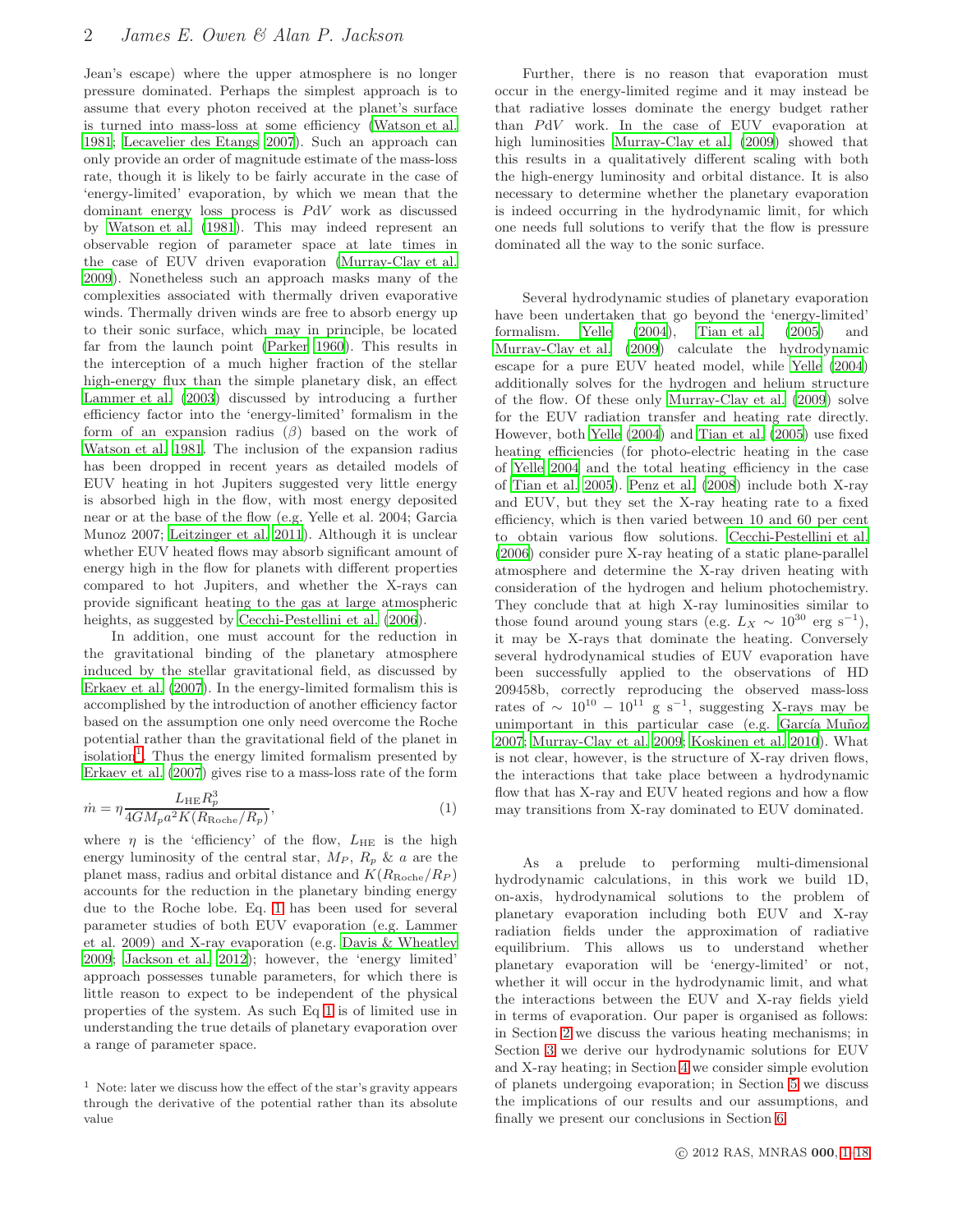Jean's escape) where the upper atmosphere is no longer pressure dominated. Perhaps the simplest approach is to assume that every photon received at the planet's surface is turned into mass-loss at some efficiency (Watson et al. 1981; Lecavelier des Etangs 2007). Such an approach can only provide an order of magnitude estimate of the mass-loss rate, though it is likely to be fairly accurate in the case of 'energy-limited' evaporation, by which we mean that the dominant energy loss process is $PdV$ work as discussed by Watson et al. (1981). This may indeed represent an observable region of parameter space at late times in the case of EUV driven evaporation (Murray-Clay et al. 2009). Nonetheless such an approach masks many of the complexities associated with thermally driven evaporative winds. Thermally driven winds are free to absorb energy up to their sonic surface, which may in principle, be located far from the launch point (Parker 1960). This results in the interception of a much higher fraction of the stellar high-energy flux than the simple planetary disk, an effect Lammer et al. (2003) discussed by introducing a further efficiency factor into the 'energy-limited' formalism in the form of an expansion radius ($\beta$) based on the work of Watson et al. 1981. The inclusion of the expansion radius has been dropped in recent years as detailed models of EUV heating in hot Jupiters suggested very little energy is absorbed high in the flow, with most energy deposited near or at the base of the flow (e.g. Yelle et al. 2004; Garcia Munoz 2007; Leitzinger et al. 2011). Although it is unclear whether EUV heated flows may absorb significant amount of energy high in the flow for planets with different properties compared to hot Jupiters, and whether the X-rays can provide significant heating to the gas at large atmospheric heights, as suggested by Cecchi-Pestellini et al. (2006).

In addition, one must account for the reduction in the gravitational binding of the planetary atmosphere induced by the stellar gravitational field, as discussed by Erkaev et al. (2007). In the energy-limited formalism this is accomplished by the introduction of another efficiency factor based on the assumption one only need overcome the Roche potential rather than the gravitational field of the planet in isolation[1]. Thus the energy limited formalism presented by Erkaev et al. (2007) gives rise to a mass-loss rate of the form

$$\dot{m} = \eta \frac{L_{\rm HE} R_p^3}{4 G M_p a^2 K(R_{\rm Roche}/R_p)}, \tag{1}$$

where $\eta$ is the 'efficiency' of the flow, $L_{\rm HE}$ is the high energy luminosity of the central star, $M_P$, $R_p$ & $a$ are the planet mass, radius and orbital distance and $K(R_{\rm Roche}/R_P)$ accounts for the reduction in the planetary binding energy due to the Roche lobe. Eq. 1 has been used for several parameter studies of both EUV evaporation (e.g. Lammer et al. 2009) and X-ray evaporation (e.g. Davis & Wheatley 2009; Jackson et al. 2012); however, the 'energy limited' approach possesses tunable parameters, for which there is little reason to expect to be independent of the physical properties of the system. As such Eq 1 is of limited use in understanding the true details of planetary evaporation over a range of parameter space.

[1] Note: later we discuss how the effect of the star's gravity appears through the derivative of the potential rather than its absolute value

Further, there is no reason that evaporation must occur in the energy-limited regime and it may instead be that radiative losses dominate the energy budget rather than $PdV$ work. In the case of EUV evaporation at high luminosities Murray-Clay et al. (2009) showed that this results in a qualitatively different scaling with both the high-energy luminosity and orbital distance. It is also necessary to determine whether the planetary evaporation is indeed occurring in the hydrodynamic limit, for which one needs full solutions to verify that the flow is pressure dominated all the way to the sonic surface.

Several hydrodynamic studies of planetary evaporation have been undertaken that go beyond the 'energy-limited' formalism. Yelle (2004), Tian et al. (2005) and Murray-Clay et al. (2009) calculate the hydrodynamic escape for a pure EUV heated model, while Yelle (2004) additionally solves for the hydrogen and helium structure of the flow. Of these only Murray-Clay et al. (2009) solve for the EUV radiation transfer and heating rate directly. However, both Yelle (2004) and Tian et al. (2005) use fixed heating efficiencies (for photo-electric heating in the case of Yelle 2004 and the total heating efficiency in the case of Tian et al. 2005). Penz et al. (2008) include both X-ray and EUV, but they set the X-ray heating rate to a fixed efficiency, which is then varied between 10 and 60 per cent to obtain various flow solutions. Cecchi-Pestellini et al. (2006) consider pure X-ray heating of a static plane-parallel atmosphere and determine the X-ray driven heating with consideration of the hydrogen and helium photochemistry. They conclude that at high X-ray luminosities similar to those found around young stars (e.g. $L_X \sim 10^{30}$ erg s$^{-1}$), it may be X-rays that dominate the heating. Conversely several hydrodynamical studies of EUV evaporation have been successfully applied to the observations of HD 209458b, correctly reproducing the observed mass-loss rates of $\sim 10^{10} - 10^{11}$ g s$^{-1}$, suggesting X-rays may be unimportant in this particular case (e.g. García Muñoz 2007; Murray-Clay et al. 2009; Koskinen et al. 2010). What is not clear, however, is the structure of X-ray driven flows, the interactions that take place between a hydrodynamic flow that has X-ray and EUV heated regions and how a flow may transitions from X-ray dominated to EUV dominated.

As a prelude to performing multi-dimensional hydrodynamic calculations, in this work we build 1D, on-axis, hydrodynamical solutions to the problem of planetary evaporation including both EUV and X-ray radiation fields under the approximation of radiative equilibrium. This allows us to understand whether planetary evaporation will be 'energy-limited' or not, whether it will occur in the hydrodynamic limit, and what the interactions between the EUV and X-ray fields yield in terms of evaporation. Our paper is organised as follows: in Section 2 we discuss the various heating mechanisms; in Section 3 we derive our hydrodynamic solutions for EUV and X-ray heating; in Section 4 we consider simple evolution of planets undergoing evaporation; in Section 5 we discuss the implications of our results and our assumptions, and finally we present our conclusions in Section 6.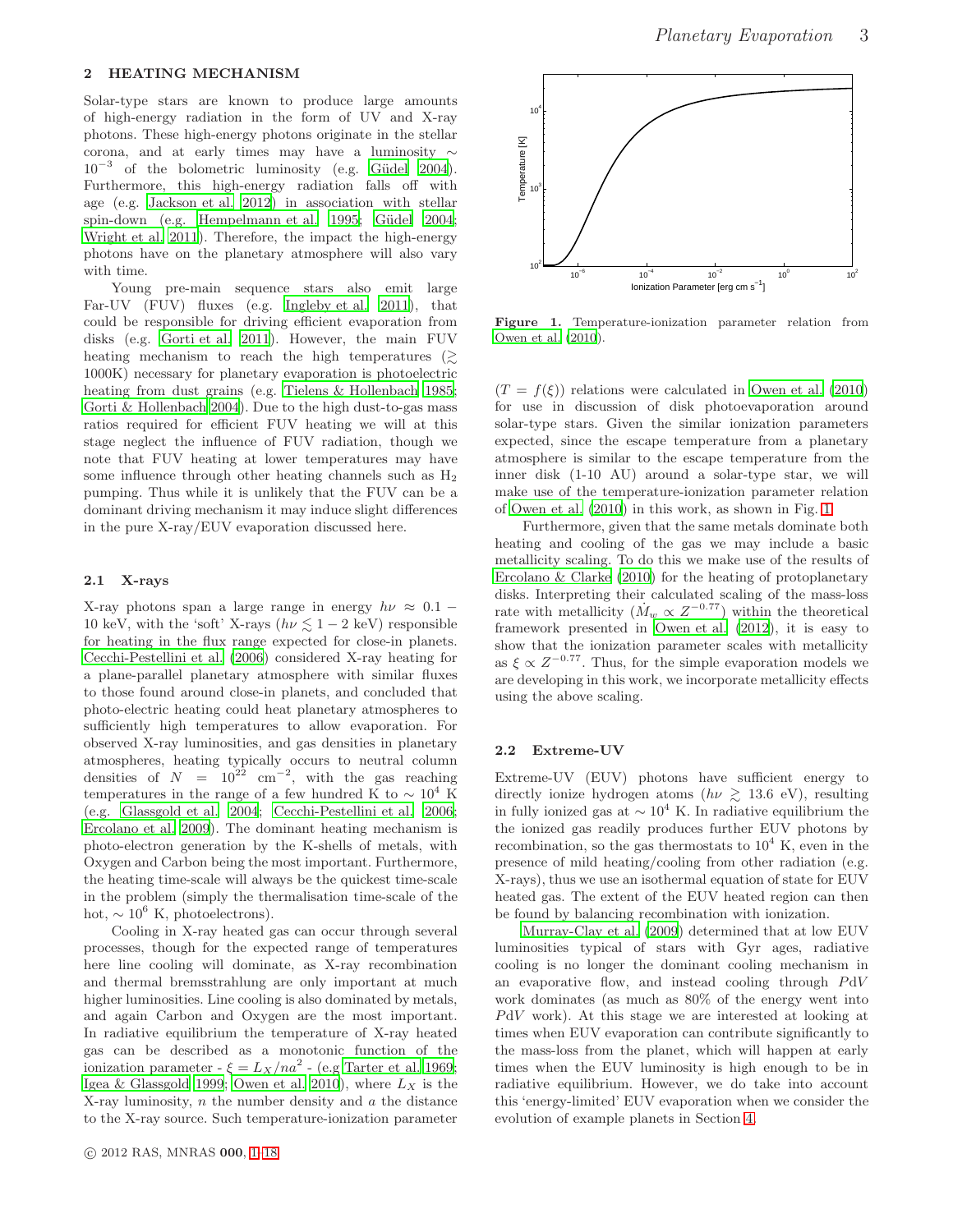## 2 HEATING MECHANISM

Solar-type stars are known to produce large amounts of high-energy radiation in the form of UV and X-ray photons. These high-energy photons originate in the stellar corona, and at early times may have a luminosity $\sim 10^{-3}$ of the bolometric luminosity (e.g. Güdel 2004). Furthermore, this high-energy radiation falls off with age (e.g. Jackson et al. 2012) in association with stellar spin-down (e.g. Hempelmann et al. 1995; Güdel 2004; Wright et al. 2011). Therefore, the impact the high-energy photons have on the planetary atmosphere will also vary with time.

Young pre-main sequence stars also emit large Far-UV (FUV) fluxes (e.g. Ingleby et al. 2011), that could be responsible for driving efficient evaporation from disks (e.g. Gorti et al. 2011). However, the main FUV heating mechanism to reach the high temperatures ($\gtrsim$ 1000K) necessary for planetary evaporation is photoelectric heating from dust grains (e.g. Tielens & Hollenbach 1985; Gorti & Hollenbach 2004). Due to the high dust-to-gas mass ratios required for efficient FUV heating we will at this stage neglect the influence of FUV radiation, though we note that FUV heating at lower temperatures may have some influence through other heating channels such as $H_2$ pumping. Thus while it is unlikely that the FUV can be a dominant driving mechanism it may induce slight differences in the pure X-ray/EUV evaporation discussed here.

### 2.1 X-rays

X-ray photons span a large range in energy $h\nu \approx 0.1-10$ keV, with the 'soft' X-rays ($h\nu \lesssim 1-2$ keV) responsible for heating in the flux range expected for close-in planets. Cecchi-Pestellini et al. (2006) considered X-ray heating for a plane-parallel planetary atmosphere with similar fluxes to those found around close-in planets, and concluded that photo-electric heating could heat planetary atmospheres to sufficiently high temperatures to allow evaporation. For observed X-ray luminosities, and gas densities in planetary atmospheres, heating typically occurs to neutral column densities of $N = 10^{22}$ cm$^{-2}$, with the gas reaching temperatures in the range of a few hundred K to $\sim 10^4$ K (e.g. Glassgold et al. 2004; Cecchi-Pestellini et al. 2006; Ercolano et al. 2009). The dominant heating mechanism is photo-electron generation by the K-shells of metals, with Oxygen and Carbon being the most important. Furthermore, the heating time-scale will always be the quickest time-scale in the problem (simply the thermalisation time-scale of the hot, $\sim 10^6$ K, photoelectrons).

Cooling in X-ray heated gas can occur through several processes, though for the expected range of temperatures here line cooling will dominate, as X-ray recombination and thermal bremsstrahlung are only important at much higher luminosities. Line cooling is also dominated by metals, and again Carbon and Oxygen are the most important. In radiative equilibrium the temperature of X-ray heated gas can be described as a monotonic function of the ionization parameter - $\xi = L_X/na^2$ - (e.g Tarter et al. 1969; Igea & Glassgold 1999; Owen et al. 2010), where $L_X$ is the X-ray luminosity, $n$ the number density and $a$ the distance to the X-ray source. Such temperature-ionization parameter ($T = f(\xi)$) relations were calculated in Owen et al. (2010) for use in discussion of disk photoevaporation around solar-type stars. Given the similar ionization parameters expected, since the escape temperature from a planetary atmosphere is similar to the escape temperature from the inner disk (1-10 AU) around a solar-type star, we will make use of the temperature-ionization parameter relation of Owen et al. (2010) in this work, as shown in Fig. 1.

**Figure 1.** Temperature-ionization parameter relation from Owen et al. (2010).

Furthermore, given that the same metals dominate both heating and cooling of the gas we may include a basic metallicity scaling. To do this we make use of the results of Ercolano & Clarke (2010) for the heating of protoplanetary disks. Interpreting their calculated scaling of the mass-loss rate with metallicity ($\dot{M}_w \propto Z^{-0.77}$) within the theoretical framework presented in Owen et al. (2012), it is easy to show that the ionization parameter scales with metallicity as $\xi \propto Z^{-0.77}$. Thus, for the simple evaporation models we are developing in this work, we incorporate metallicity effects using the above scaling.

### 2.2 Extreme-UV

Extreme-UV (EUV) photons have sufficient energy to directly ionize hydrogen atoms ($h\nu \gtrsim 13.6$ eV), resulting in fully ionized gas at $\sim 10^4$ K. In radiative equilibrium the the ionized gas readily produces further EUV photons by recombination, so the gas thermostats to $10^4$ K, even in the presence of mild heating/cooling from other radiation (e.g. X-rays), thus we use an isothermal equation of state for EUV heated gas. The extent of the EUV heated region can then be found by balancing recombination with ionization.

Murray-Clay et al. (2009) determined that at low EUV luminosities typical of stars with Gyr ages, radiative cooling is no longer the dominant cooling mechanism in an evaporative flow, and instead cooling through $PdV$ work dominates (as much as 80% of the energy went into $PdV$ work). At this stage we are interested at looking at times when EUV evaporation can contribute significantly to the mass-loss from the planet, which will happen at early times when the EUV luminosity is high enough to be in radiative equilibrium. However, we do take into account this 'energy-limited' EUV evaporation when we consider the evolution of example planets in Section 4.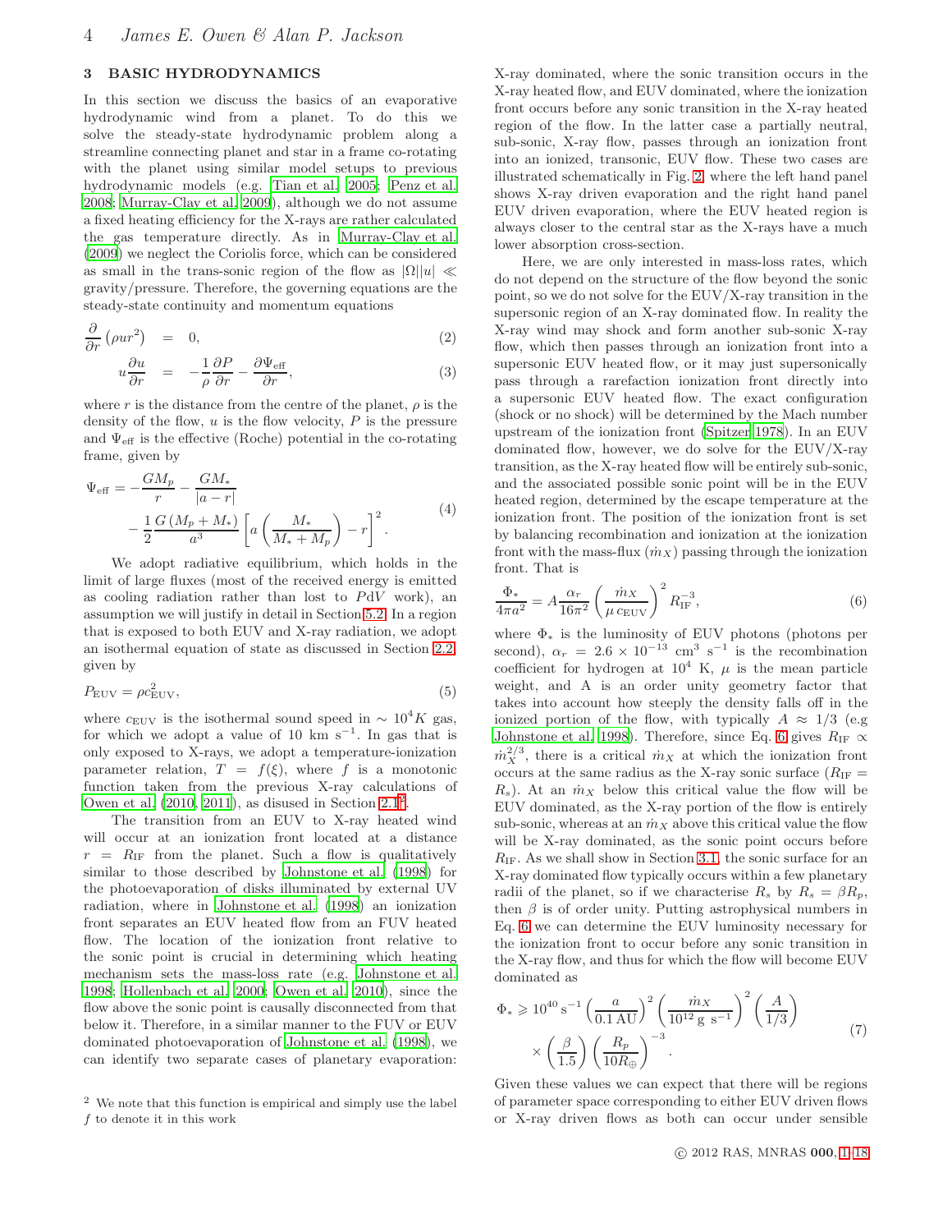## 3 BASIC HYDRODYNAMICS

In this section we discuss the basics of an evaporative hydrodynamic wind from a planet. To do this we solve the steady-state hydrodynamic problem along a streamline connecting planet and star in a frame co-rotating with the planet using similar model setups to previous hydrodynamic models (e.g. Tian et al. 2005; Penz et al. 2008; Murray-Clay et al. 2009), although we do not assume a fixed heating efficiency for the X-rays are rather calculated the gas temperature directly. As in Murray-Clay et al. (2009) we neglect the Coriolis force, which can be considered as small in the trans-sonic region of the flow as $|\Omega||u| \ll$ gravity/pressure. Therefore, the governing equations are the steady-state continuity and momentum equations

$$\frac{\partial}{\partial r}\left(\rho u r^2\right) = 0, \tag{2}$$

$$u\frac{\partial u}{\partial r} = -\frac{1}{\rho}\frac{\partial P}{\partial r} - \frac{\partial \Psi_{\rm eff}}{\partial r}, \tag{3}$$

where $r$ is the distance from the centre of the planet, $\rho$ is the density of the flow, $u$ is the flow velocity, $P$ is the pressure and $\Psi_{\rm eff}$ is the effective (Roche) potential in the co-rotating frame, given by

$$\Psi_{\rm eff} = -\frac{GM_p}{r} - \frac{GM_*}{|a-r|} - \frac{1}{2}\frac{G\left(M_p+M_*\right)}{a^3}\left[a\left(\frac{M_*}{M_*+M_p}\right)-r\right]^2. \tag{4}$$

We adopt radiative equilibrium, which holds in the limit of large fluxes (most of the received energy is emitted as cooling radiation rather than lost to $PdV$ work), an assumption we will justify in detail in Section 5.2. In a region that is exposed to both EUV and X-ray radiation, we adopt an isothermal equation of state as discussed in Section 2.2, given by

$$P_{\rm EUV} = \rho c_{\rm EUV}^2, \tag{5}$$

where $c_{\rm EUV}$ is the isothermal sound speed in $\sim 10^4 K$ gas, for which we adopt a value of 10 km s$^{-1}$. In gas that is only exposed to X-rays, we adopt a temperature-ionization parameter relation, $T = f(\xi)$, where $f$ is a monotonic function taken from the previous X-ray calculations of Owen et al. (2010, 2011), as disused in Section 2.1[2].

The transition from an EUV to X-ray heated wind will occur at an ionization front located at a distance $r = R_{\rm IF}$ from the planet. Such a flow is qualitatively similar to those described by Johnstone et al. (1998) for the photoevaporation of disks illuminated by external UV radiation, where in Johnstone et al. (1998) an ionization front separates an EUV heated flow from an FUV heated flow. The location of the ionization front relative to the sonic point is crucial in determining which heating mechanism sets the mass-loss rate (e.g. Johnstone et al. 1998; Hollenbach et al. 2000; Owen et al. 2010), since the flow above the sonic point is causally disconnected from that below it. Therefore, in a similar manner to the FUV or EUV dominated photoevaporation of Johnstone et al. (1998), we can identify two separate cases of planetary evaporation: X-ray dominated, where the sonic transition occurs in the X-ray heated flow, and EUV dominated, where the ionization front occurs before any sonic transition in the X-ray heated region of the flow. In the latter case a partially neutral, sub-sonic, X-ray flow, passes through an ionization front into an ionized, transonic, EUV flow. These two cases are illustrated schematically in Fig. 2, where the left hand panel shows X-ray driven evaporation and the right hand panel EUV driven evaporation, where the EUV heated region is always closer to the central star as the X-rays have a much lower absorption cross-section.

Here, we are only interested in mass-loss rates, which do not depend on the structure of the flow beyond the sonic point, so we do not solve for the EUV/X-ray transition in the supersonic region of an X-ray dominated flow. In reality the X-ray wind may shock and form another sub-sonic X-ray flow, which then passes through an ionization front into a supersonic EUV heated flow, or it may just supersonically pass through a rarefaction ionization front directly into a supersonic EUV heated flow. The exact configuration (shock or no shock) will be determined by the Mach number upstream of the ionization front (Spitzer 1978). In an EUV dominated flow, however, we do solve for the EUV/X-ray transition, as the X-ray heated flow will be entirely sub-sonic, and the associated possible sonic point will be in the EUV heated region, determined by the escape temperature at the ionization front. The position of the ionization front is set by balancing recombination and ionization at the ionization front with the mass-flux ($\dot{m}_X$) passing through the ionization front. That is

$$\frac{\Phi_*}{4\pi a^2} = A\frac{\alpha_r}{16\pi^2}\left(\frac{\dot{m}_X}{\mu\, c_{\rm EUV}}\right)^2 R_{\rm IF}^{-3}, \tag{6}$$

where $\Phi_*$ is the luminosity of EUV photons (photons per second), $\alpha_r = 2.6\times10^{-13}$ cm$^3$ s$^{-1}$ is the recombination coefficient for hydrogen at $10^4$ K, $\mu$ is the mean particle weight, and A is an order unity geometry factor that takes into account how steeply the density falls off in the ionized portion of the flow, with typically $A \approx 1/3$ (e.g Johnstone et al. 1998). Therefore, since Eq. 6 gives $R_{\rm IF} \propto \dot{m}_X^{2/3}$, there is a critical $\dot{m}_X$ at which the ionization front occurs at the same radius as the X-ray sonic surface ($R_{\rm IF} = R_s$). At an $\dot{m}_X$ below this critical value the flow will be EUV dominated, as the X-ray portion of the flow is entirely sub-sonic, whereas at an $\dot{m}_X$ above this critical value the flow will be X-ray dominated, as the sonic point occurs before $R_{\rm IF}$. As we shall show in Section 3.1, the sonic surface for an X-ray dominated flow typically occurs within a few planetary radii of the planet, so if we characterise $R_s$ by $R_s = \beta R_p$, then $\beta$ is of order unity. Putting astrophysical numbers in Eq. 6 we can determine the EUV luminosity necessary for the ionization front to occur before any sonic transition in the X-ray flow, and thus for which the flow will become EUV dominated as

$$\Phi_* \geqslant 10^{40}\,{\rm s}^{-1}\left(\frac{a}{0.1\,{\rm AU}}\right)^2\left(\frac{\dot{m}_X}{10^{12}\,{\rm g\ s}^{-1}}\right)^2\left(\frac{A}{1/3}\right) \times\left(\frac{\beta}{1.5}\right)\left(\frac{R_p}{10R_\oplus}\right)^{-3}. \tag{7}$$

Given these values we can expect that there will be regions of parameter space corresponding to either EUV driven flows or X-ray driven flows as both can occur under sensible

[2] We note that this function is empirical and simply use the label $f$ to denote it in this work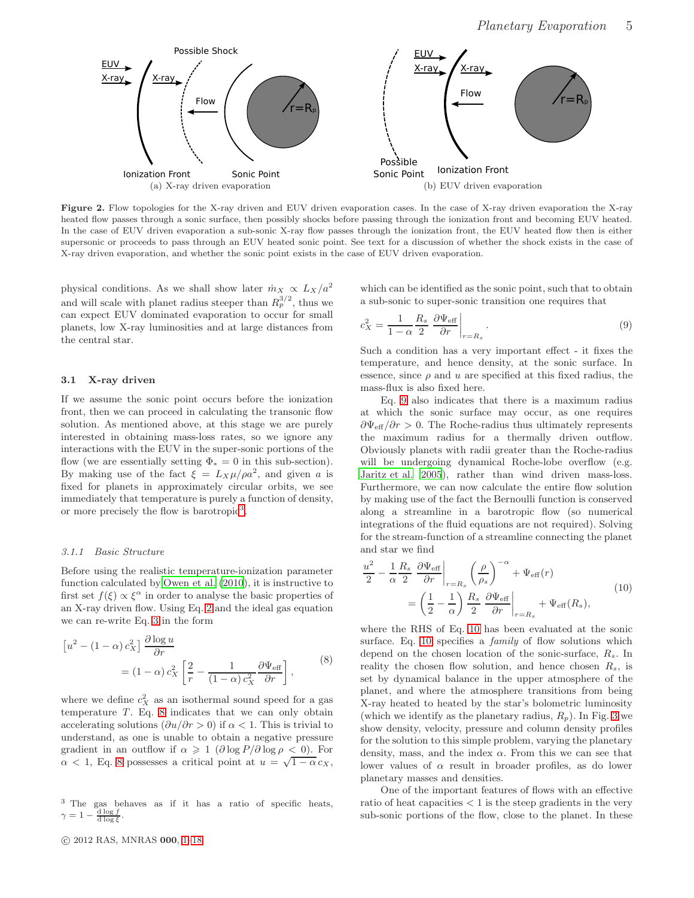(a) X-ray driven evaporation

(b) EUV driven evaporation

**Figure 2.** Flow topologies for the X-ray driven and EUV driven evaporation cases. In the case of X-ray driven evaporation the X-ray heated flow passes through a sonic surface, then possibly shocks before passing through the ionization front and becoming EUV heated. In the case of EUV driven evaporation a sub-sonic X-ray flow passes through the ionization front, the EUV heated flow then is either supersonic or proceeds to pass through an EUV heated sonic point. See text for a discussion of whether the shock exists in the case of X-ray driven evaporation, and whether the sonic point exists in the case of EUV driven evaporation.

physical conditions. As we shall show later $\dot{m}_X \propto L_X/a^2$ and will scale with planet radius steeper than $R_p^{3/2}$, thus we can expect EUV dominated evaporation to occur for small planets, low X-ray luminosities and at large distances from the central star.

### 3.1 X-ray driven

If we assume the sonic point occurs before the ionization front, then we can proceed in calculating the transonic flow solution. As mentioned above, at this stage we are purely interested in obtaining mass-loss rates, so we ignore any interactions with the EUV in the super-sonic portions of the flow (we are essentially setting $\Phi_* = 0$ in this sub-section). By making use of the fact $\xi = L_X\mu/\rho a^2$, and given $a$ is fixed for planets in approximately circular orbits, we see immediately that temperature is purely a function of density, or more precisely the flow is barotropic[3].

#### 3.1.1 Basic Structure

Before using the realistic temperature-ionization parameter function calculated by Owen et al. (2010), it is instructive to first set $f(\xi) \propto \xi^\alpha$ in order to analyse the basic properties of an X-ray driven flow. Using Eq. 2 and the ideal gas equation we can re-write Eq. 3 in the form

$$\left[u^2 - (1-\alpha)\,c_X^2\right]\frac{\partial \log u}{\partial r} = (1-\alpha)\,c_X^2\left[\frac{2}{r} - \frac{1}{(1-\alpha)\,c_X^2}\frac{\partial \Psi_{\rm eff}}{\partial r}\right], \tag{8}$$

where we define $c_X^2$ as an isothermal sound speed for a gas temperature $T$. Eq. 8 indicates that we can only obtain accelerating solutions ($\partial u/\partial r > 0$) if $\alpha < 1$. This is trivial to understand, as one is unable to obtain a negative pressure gradient in an outflow if $\alpha \geqslant 1$ ($\partial \log P/\partial \log \rho < 0$). For $\alpha < 1$, Eq. 8 possesses a critical point at $u = \sqrt{1-\alpha}\,c_X$, which can be identified as the sonic point, such that to obtain a sub-sonic to super-sonic transition one requires that

$$c_X^2 = \frac{1}{1-\alpha}\frac{R_s}{2}\left.\frac{\partial \Psi_{\rm eff}}{\partial r}\right|_{r=R_s}. \tag{9}$$

Such a condition has a very important effect - it fixes the temperature, and hence density, at the sonic surface. In essence, since $\rho$ and $u$ are specified at this fixed radius, the mass-flux is also fixed here.

Eq. 9 also indicates that there is a maximum radius at which the sonic surface may occur, as one requires $\partial\Psi_{\rm eff}/\partial r > 0$. The Roche-radius thus ultimately represents the maximum radius for a thermally driven outflow. Obviously planets with radii greater than the Roche-radius will be undergoing dynamical Roche-lobe overflow (e.g. Jaritz et al. 2005), rather than wind driven mass-loss. Furthermore, we can now calculate the entire flow solution by making use of the fact the Bernoulli function is conserved along a streamline in a barotropic flow (so numerical integrations of the fluid equations are not required). Solving for the stream-function of a streamline connecting the planet and star we find

$$\frac{u^2}{2} - \frac{1}{\alpha}\frac{R_s}{2}\left.\frac{\partial\Psi_{\rm eff}}{\partial r}\right|_{r=R_s}\left(\frac{\rho}{\rho_s}\right)^{-\alpha} + \Psi_{\rm eff}(r) = \left(\frac{1}{2}-\frac{1}{\alpha}\right)\frac{R_s}{2}\left.\frac{\partial\Psi_{\rm eff}}{\partial r}\right|_{r=R_s} + \Psi_{\rm eff}(R_s), \tag{10}$$

where the RHS of Eq. 10 has been evaluated at the sonic surface. Eq. 10 specifies a *family* of flow solutions which depend on the chosen location of the sonic-surface, $R_s$. In reality the chosen flow solution, and hence chosen $R_s$, is set by dynamical balance in the upper atmosphere of the planet, and where the atmosphere transitions from being X-ray heated to heated by the star's bolometric luminosity (which we identify as the planetary radius, $R_p$). In Fig. 3 we show density, velocity, pressure and column density profiles for the solution to this simple problem, varying the planetary density, mass, and the index $\alpha$. From this we can see that lower values of $\alpha$ result in broader profiles, as do lower planetary masses and densities.

One of the important features of flows with an effective ratio of heat capacities $< 1$ is the steep gradients in the very sub-sonic portions of the flow, close to the planet. In these

[3] The gas behaves as if it has a ratio of specific heats, $\gamma = 1 - \frac{{\rm d}\log f}{{\rm d}\log \xi}$.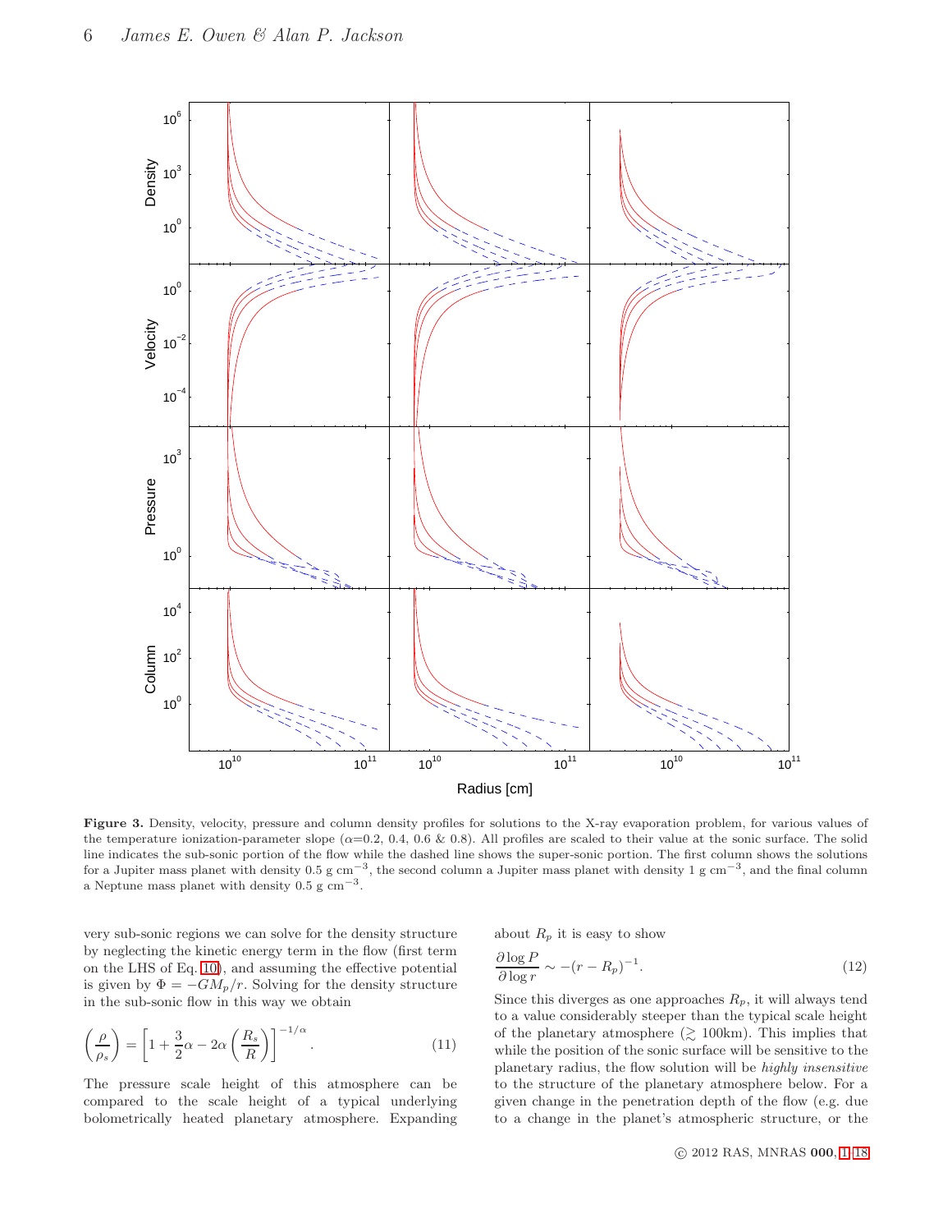**Figure 3.** Density, velocity, pressure and column density profiles for solutions to the X-ray evaporation problem, for various values of the temperature ionization-parameter slope ($\alpha$=0.2, 0.4, 0.6 & 0.8). All profiles are scaled to their value at the sonic surface. The solid line indicates the sub-sonic portion of the flow while the dashed line shows the super-sonic portion. The first column shows the solutions for a Jupiter mass planet with density 0.5 g cm$^{-3}$, the second column a Jupiter mass planet with density 1 g cm$^{-3}$, and the final column a Neptune mass planet with density 0.5 g cm$^{-3}$.

very sub-sonic regions we can solve for the density structure by neglecting the kinetic energy term in the flow (first term on the LHS of Eq. 10), and assuming the effective potential is given by $\Phi = -GM_p/r$. Solving for the density structure in the sub-sonic flow in this way we obtain

$$\left(\frac{\rho}{\rho_s}\right) = \left[1 + \frac{3}{2}\alpha - 2\alpha\left(\frac{R_s}{R}\right)\right]^{-1/\alpha}. \tag{11}$$

The pressure scale height of this atmosphere can be compared to the scale height of a typical underlying bolometrically heated planetary atmosphere. Expanding about $R_p$ it is easy to show

$$\frac{\partial \log P}{\partial \log r} \sim -(r - R_p)^{-1}. \tag{12}$$

Since this diverges as one approaches $R_p$, it will always tend to a value considerably steeper than the typical scale height of the planetary atmosphere ($\gtrsim$ 100km). This implies that while the position of the sonic surface will be sensitive to the planetary radius, the flow solution will be *highly insensitive* to the structure of the planetary atmosphere below. For a given change in the penetration depth of the flow (e.g. due to a change in the planet's atmospheric structure, or the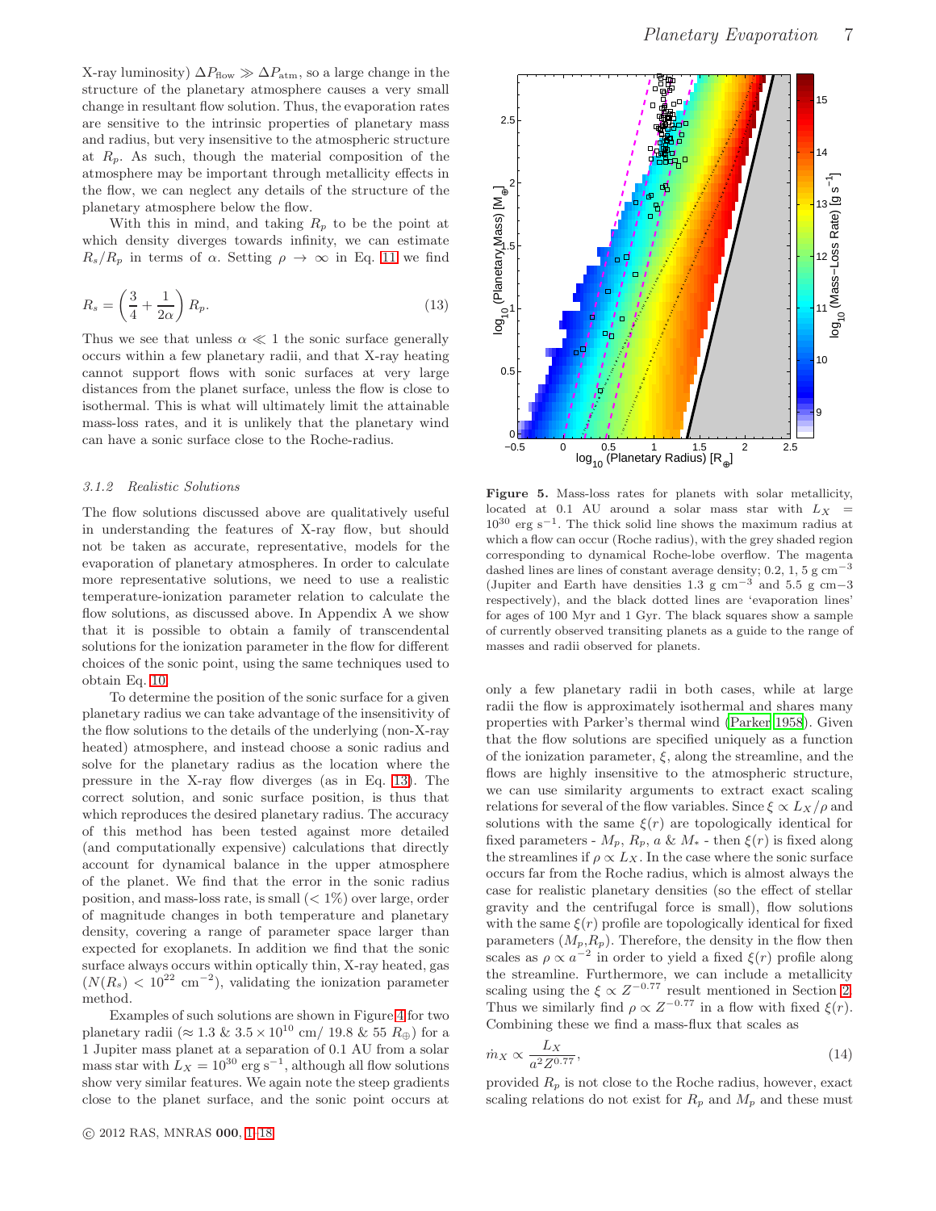X-ray luminosity) $\Delta P_{\rm flow} \gg \Delta P_{\rm atm}$, so a large change in the structure of the planetary atmosphere causes a very small change in resultant flow solution. Thus, the evaporation rates are sensitive to the intrinsic properties of planetary mass and radius, but very insensitive to the atmospheric structure at $R_p$. As such, though the material composition of the atmosphere may be important through metallicity effects in the flow, we can neglect any details of the structure of the planetary atmosphere below the flow.

With this in mind, and taking $R_p$ to be the point at which density diverges towards infinity, we can estimate $R_s/R_p$ in terms of $\alpha$. Setting $\rho \to \infty$ in Eq. 11 we find

$$R_s = \left(\frac{3}{4} + \frac{1}{2\alpha}\right) R_p. \tag{13}$$

Thus we see that unless $\alpha \ll 1$ the sonic surface generally occurs within a few planetary radii, and that X-ray heating cannot support flows with sonic surfaces at very large distances from the planet surface, unless the flow is close to isothermal. This is what will ultimately limit the attainable mass-loss rates, and it is unlikely that the planetary wind can have a sonic surface close to the Roche-radius.

### 3.1.2 Realistic Solutions

The flow solutions discussed above are qualitatively useful in understanding the features of X-ray flow, but should not be taken as accurate, representative, models for the evaporation of planetary atmospheres. In order to calculate more representative solutions, we need to use a realistic temperature-ionization parameter relation to calculate the flow solutions, as discussed above. In Appendix A we show that it is possible to obtain a family of transcendental solutions for the ionization parameter in the flow for different choices of the sonic point, using the same techniques used to obtain Eq. 10.

To determine the position of the sonic surface for a given planetary radius we can take advantage of the insensitivity of the flow solutions to the details of the underlying (non-X-ray heated) atmosphere, and instead choose a sonic radius and solve for the planetary radius as the location where the pressure in the X-ray flow diverges (as in Eq. 13). The correct solution, and sonic surface position, is thus that which reproduces the desired planetary radius. The accuracy of this method has been tested against more detailed (and computationally expensive) calculations that directly account for dynamical balance in the upper atmosphere of the planet. We find that the error in the sonic radius position, and mass-loss rate, is small ($< 1\%$) over large, order of magnitude changes in both temperature and planetary density, covering a range of parameter space larger than expected for exoplanets. In addition we find that the sonic surface always occurs within optically thin, X-ray heated, gas ($N(R_s) < 10^{22}$ cm$^{-2}$), validating the ionization parameter method.

Examples of such solutions are shown in Figure 4 for two planetary radii ($\approx 1.3$ & $3.5 \times 10^{10}$ cm/ 19.8 & 55 $R_\oplus$) for a 1 Jupiter mass planet at a separation of 0.1 AU from a solar mass star with $L_X = 10^{30}$ erg s$^{-1}$, although all flow solutions show very similar features. We again note the steep gradients close to the planet surface, and the sonic point occurs at only a few planetary radii in both cases, while at large radii the flow is approximately isothermal and shares many properties with Parker's thermal wind (Parker 1958). Given that the flow solutions are specified uniquely as a function of the ionization parameter, $\xi$, along the streamline, and the flows are highly insensitive to the atmospheric structure, we can use similarity arguments to extract exact scaling relations for several of the flow variables. Since $\xi \propto L_X/\rho$ and solutions with the same $\xi(r)$ are topologically identical for fixed parameters - $M_p$, $R_p$, $a$ & $M_*$ - then $\xi(r)$ is fixed along the streamlines if $\rho \propto L_X$. In the case where the sonic surface occurs far from the Roche radius, which is almost always the case for realistic planetary densities (so the effect of stellar gravity and the centrifugal force is small), flow solutions with the same $\xi(r)$ profile are topologically identical for fixed parameters ($M_p$,$R_p$). Therefore, the density in the flow then scales as $\rho \propto a^{-2}$ in order to yield a fixed $\xi(r)$ profile along the streamline. Furthermore, we can include a metallicity scaling using the $\xi \propto Z^{-0.77}$ result mentioned in Section 2. Thus we similarly find $\rho \propto Z^{-0.77}$ in a flow with fixed $\xi(r)$. Combining these we find a mass-flux that scales as

$$\dot{m}_X \propto \frac{L_X}{a^2 Z^{0.77}}, \tag{14}$$

provided $R_p$ is not close to the Roche radius, however, exact scaling relations do not exist for $R_p$ and $M_p$ and these must

**Figure 5.** Mass-loss rates for planets with solar metallicity, located at 0.1 AU around a solar mass star with $L_X = 10^{30}$ erg s$^{-1}$. The thick solid line shows the maximum radius at which a flow can occur (Roche radius), with the grey shaded region corresponding to dynamical Roche-lobe overflow. The magenta dashed lines are lines of constant average density; 0.2, 1, 5 g cm$^{-3}$ (Jupiter and Earth have densities 1.3 g cm$^{-3}$ and 5.5 g cm−3 respectively), and the black dotted lines are 'evaporation lines' for ages of 100 Myr and 1 Gyr. The black squares show a sample of currently observed transiting planets as a guide to the range of masses and radii observed for planets.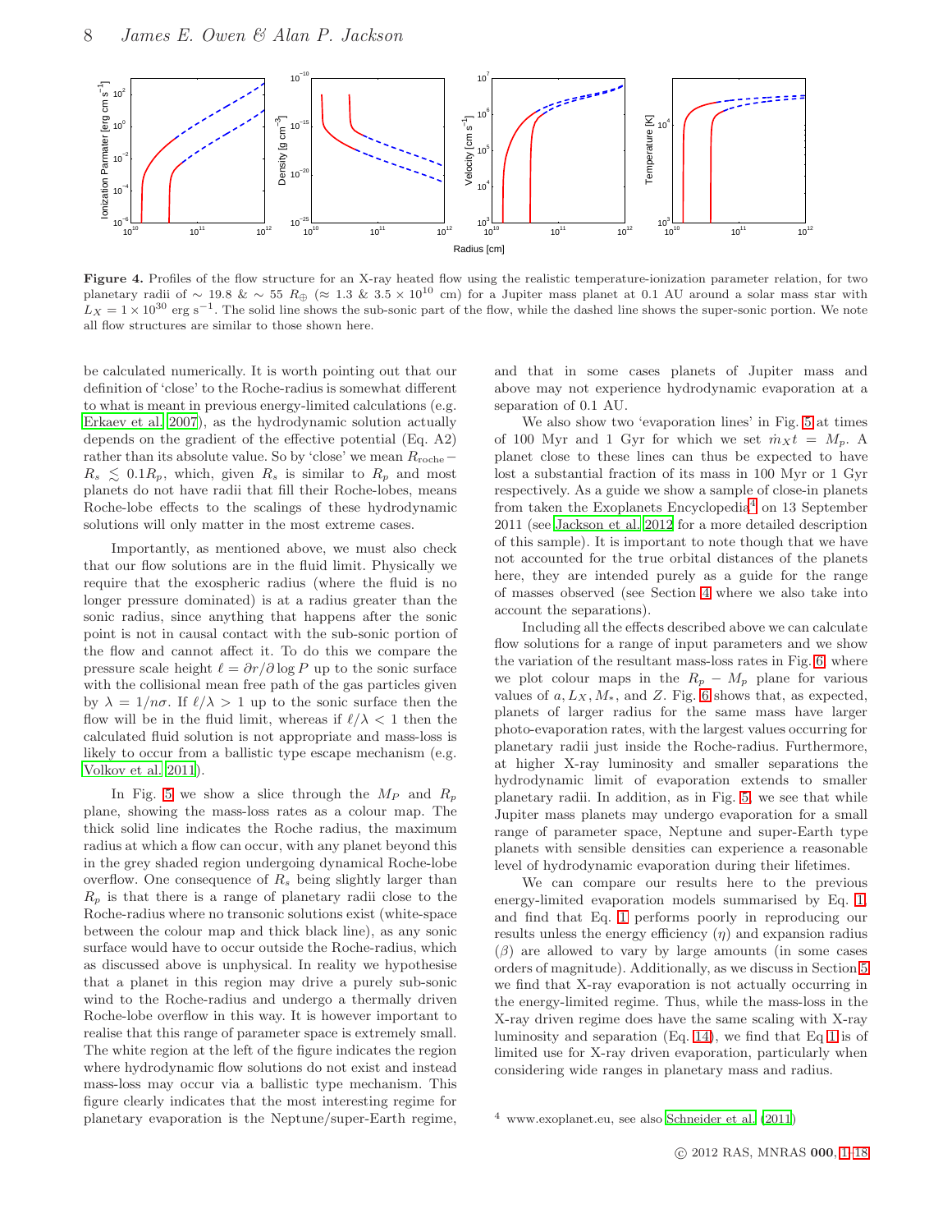**Figure 4.** Profiles of the flow structure for an X-ray heated flow using the realistic temperature-ionization parameter relation, for two planetary radii of $\sim 19.8$ & $\sim 55$ $R_\oplus$ ($\approx 1.3$ & $3.5 \times 10^{10}$ cm) for a Jupiter mass planet at 0.1 AU around a solar mass star with $L_X = 1 \times 10^{30}$ erg s$^{-1}$. The solid line shows the sub-sonic part of the flow, while the dashed line shows the super-sonic portion. We note all flow structures are similar to those shown here.

be calculated numerically. It is worth pointing out that our definition of 'close' to the Roche-radius is somewhat different to what is meant in previous energy-limited calculations (e.g. Erkaev et al. 2007), as the hydrodynamic solution actually depends on the gradient of the effective potential (Eq. A2) rather than its absolute value. So by 'close' we mean $R_{\rm roche} - R_s \lesssim 0.1 R_p$, which, given $R_s$ is similar to $R_p$ and most planets do not have radii that fill their Roche-lobes, means Roche-lobe effects to the scalings of these hydrodynamic solutions will only matter in the most extreme cases.

Importantly, as mentioned above, we must also check that our flow solutions are in the fluid limit. Physically we require that the exospheric radius (where the fluid is no longer pressure dominated) is at a radius greater than the sonic radius, since anything that happens after the sonic point is not in causal contact with the sub-sonic portion of the flow and cannot affect it. To do this we compare the pressure scale height $\ell = \partial r / \partial \log P$ up to the sonic surface with the collisional mean free path of the gas particles given by $\lambda = 1/n\sigma$. If $\ell/\lambda > 1$ up to the sonic surface then the flow will be in the fluid limit, whereas if $\ell/\lambda < 1$ then the calculated fluid solution is not appropriate and mass-loss is likely to occur from a ballistic type escape mechanism (e.g. Volkov et al. 2011).

In Fig. 5 we show a slice through the $M_P$ and $R_p$ plane, showing the mass-loss rates as a colour map. The thick solid line indicates the Roche radius, the maximum radius at which a flow can occur, with any planet beyond this in the grey shaded region undergoing dynamical Roche-lobe overflow. One consequence of $R_s$ being slightly larger than $R_p$ is that there is a range of planetary radii close to the Roche-radius where no transonic solutions exist (white-space between the colour map and thick black line), as any sonic surface would have to occur outside the Roche-radius, which as discussed above is unphysical. In reality we hypothesise that a planet in this region may drive a purely sub-sonic wind to the Roche-radius and undergo a thermally driven Roche-lobe overflow in this way. It is however important to realise that this range of parameter space is extremely small. The white region at the left of the figure indicates the region where hydrodynamic flow solutions do not exist and instead mass-loss may occur via a ballistic type mechanism. This figure clearly indicates that the most interesting regime for planetary evaporation is the Neptune/super-Earth regime, and that in some cases planets of Jupiter mass and above may not experience hydrodynamic evaporation at a separation of 0.1 AU.

We also show two 'evaporation lines' in Fig. 5 at times of 100 Myr and 1 Gyr for which we set $\dot{m}_X t = M_p$. A planet close to these lines can thus be expected to have lost a substantial fraction of its mass in 100 Myr or 1 Gyr respectively. As a guide we show a sample of close-in planets from taken the Exoplanets Encyclopedia[4] on 13 September 2011 (see Jackson et al. 2012 for a more detailed description of this sample). It is important to note though that we have not accounted for the true orbital distances of the planets here, they are intended purely as a guide for the range of masses observed (see Section 4 where we also take into account the separations).

Including all the effects described above we can calculate flow solutions for a range of input parameters and we show the variation of the resultant mass-loss rates in Fig. 6, where we plot colour maps in the $R_p - M_p$ plane for various values of $a, L_X, M_*$, and $Z$. Fig. 6 shows that, as expected, planets of larger radius for the same mass have larger photo-evaporation rates, with the largest values occurring for planetary radii just inside the Roche-radius. Furthermore, at higher X-ray luminosity and smaller separations the hydrodynamic limit of evaporation extends to smaller planetary radii. In addition, as in Fig. 5, we see that while Jupiter mass planets may undergo evaporation for a small range of parameter space, Neptune and super-Earth type planets with sensible densities can experience a reasonable level of hydrodynamic evaporation during their lifetimes.

We can compare our results here to the previous energy-limited evaporation models summarised by Eq. 1, and find that Eq. 1 performs poorly in reproducing our results unless the energy efficiency ($\eta$) and expansion radius ($\beta$) are allowed to vary by large amounts (in some cases orders of magnitude). Additionally, as we discuss in Section 5 we find that X-ray evaporation is not actually occurring in the energy-limited regime. Thus, while the mass-loss in the X-ray driven regime does have the same scaling with X-ray luminosity and separation (Eq. 14), we find that Eq 1 is of limited use for X-ray driven evaporation, particularly when considering wide ranges in planetary mass and radius.

[4] www.exoplanet.eu, see also Schneider et al. (2011)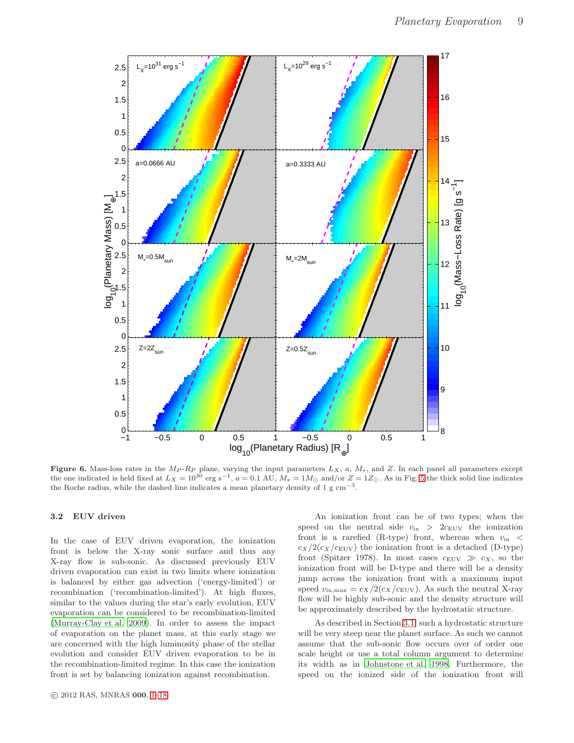**Figure 6.** Mass-loss rates in the $M_P$-$R_P$ plane, varying the input parameters $L_X$, $a$, $M_*$, and $Z$. In each panel all parameters except the one indicated is held fixed at $L_X = 10^{30}$ erg s$^{-1}$, $a = 0.1$ AU, $M_* = 1M_\odot$ and/or $Z = 1Z_\odot$. As in Fig. 5 the thick solid line indicates the Roche radius, while the dashed line indicates a mean planetary density of 1 g cm$^{-3}$.

### 3.2 EUV driven

In the case of EUV driven evaporation, the ionization front is below the X-ray sonic surface and thus any X-ray flow is sub-sonic. As discussed previously EUV driven evaporation can exist in two limits where ionization is balanced by either gas advection ('energy-limited') or recombination ('recombination-limited'). At high fluxes, similar to the values during the star's early evolution, EUV evaporation can be considered to be recombination-limited (Murray-Clay et al. 2009). In order to assess the impact of evaporation on the planet mass, at this early stage we are concerned with the high luminosity phase of the stellar evolution and consider EUV driven evaporation to be in the recombination-limited regime. In this case the ionization front is set by balancing ionization against recombination.

An ionization front can be of two types; when the speed on the neutral side $v_{\rm in} > 2c_{\rm EUV}$ the ionization front is a rarefied (R-type) front, whereas when $v_{\rm in} < c_X/2(c_X/c_{\rm EUV})$ the ionization front is a detached (D-type) front (Spitzer 1978). In most cases $c_{\rm EUV} \gg c_X$, so the ionization front will be D-type and there will be a density jump across the ionization front with a maximum input speed $v_{\rm in,max} = c_X/2(c_X/c_{\rm EUV})$. As such the neutral X-ray flow will be highly sub-sonic and the density structure will be approximately described by the hydrostatic structure.

As described in Section 3.1, such a hydrostatic structure will be very steep near the planet surface. As such we cannot assume that the sub-sonic flow occurs over of order one scale height or use a total column argument to determine its width as in Johnstone et al. 1998. Furthermore, the speed on the ionized side of the ionization front will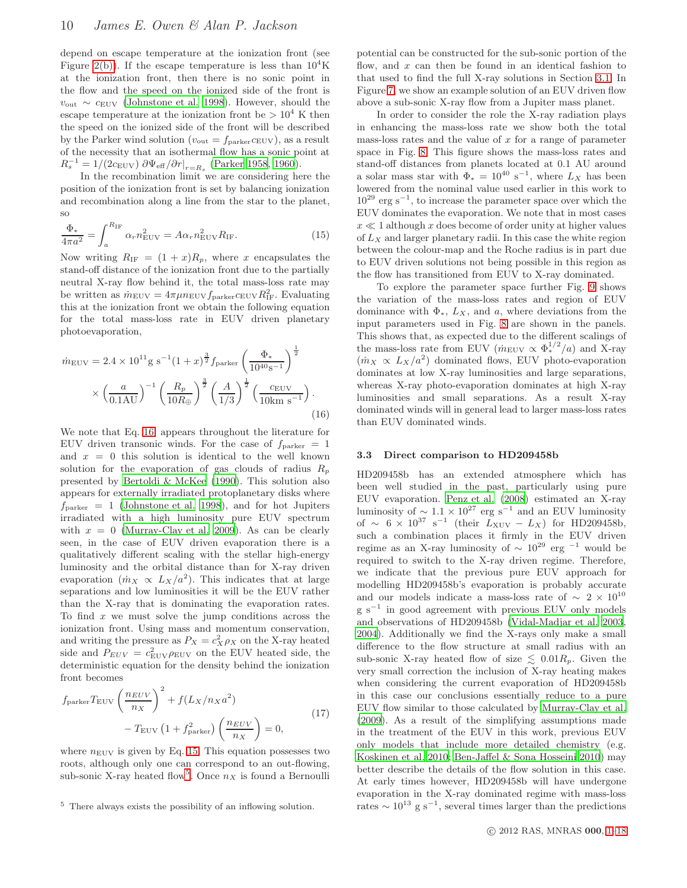depend on escape temperature at the ionization front (see Figure 2(b)). If the escape temperature is less than $10^4$K at the ionization front, then there is no sonic point in the flow and the speed on the ionized side of the front is $v_{\rm out} \sim c_{\rm EUV}$ (Johnstone et al. 1998). However, should the escape temperature at the ionization front be $> 10^4$ K then the speed on the ionized side of the front will be described by the Parker wind solution ($v_{\rm out} = f_{\rm parker} c_{\rm EUV}$), as a result of the necessity that an isothermal flow has a sonic point at $R_s^{-1} = 1/(2c_{\rm EUV})\, \partial\Psi_{\rm eff}/\partial r|_{r=R_s}$ (Parker 1958, 1960).

In the recombination limit we are considering here the position of the ionization front is set by balancing ionization and recombination along a line from the star to the planet, so

$$\frac{\Phi_*}{4\pi a^2} = \int_a^{R_{\rm IF}} \alpha_r n_{\rm EUV}^2 = A\alpha_r n_{\rm EUV}^2 R_{\rm IF}. \tag{15}$$

Now writing $R_{\rm IF} = (1+x)R_p$, where $x$ encapsulates the stand-off distance of the ionization front due to the partially neutral X-ray flow behind it, the total mass-loss rate may be written as $\dot{m}_{\rm EUV} = 4\pi\mu n_{\rm EUV} f_{\rm parker} c_{\rm EUV} R_{\rm IF}^2$. Evaluating this at the ionization front we obtain the following equation for the total mass-loss rate in EUV driven planetary photoevaporation,

$$\dot{m}_{\rm EUV} = 2.4\times10^{11}{\rm g\ s^{-1}}(1+x)^{\frac{3}{2}} f_{\rm parker}\left(\frac{\Phi_*}{10^{40}{\rm s^{-1}}}\right)^{\frac{1}{2}} \times\left(\frac{a}{0.1{\rm AU}}\right)^{-1}\left(\frac{R_p}{10R_\oplus}\right)^{\frac{3}{2}}\left(\frac{A}{1/3}\right)^{\frac{1}{2}}\left(\frac{c_{\rm EUV}}{10{\rm km\ s^{-1}}}\right). \tag{16}$$

We note that Eq. 16 appears throughout the literature for EUV driven transonic winds. For the case of $f_{\rm parker} = 1$ and $x = 0$ this solution is identical to the well known solution for the evaporation of gas clouds of radius $R_p$ presented by Bertoldi & McKee (1990). This solution also appears for externally irradiated protoplanetary disks where $f_{\rm parker} = 1$ (Johnstone et al. 1998), and for hot Jupiters irradiated with a high luminosity pure EUV spectrum with $x = 0$ (Murray-Clay et al. 2009). As can be clearly seen, in the case of EUV driven evaporation there is a qualitatively different scaling with the stellar high-energy luminosity and the orbital distance than for X-ray driven evaporation ($\dot{m}_X \propto L_X/a^2$). This indicates that at large separations and low luminosities it will be the EUV rather than the X-ray that is dominating the evaporation rates. To find $x$ we must solve the jump conditions across the ionization front. Using mass and momentum conservation, and writing the pressure as $P_X = c_X^2\rho_X$ on the X-ray heated side and $P_{EUV} = c_{\rm EUV}^2\rho_{\rm EUV}$ on the EUV heated side, the deterministic equation for the density behind the ionization front becomes

$$f_{\rm parker} T_{\rm EUV}\left(\frac{n_{EUV}}{n_X}\right)^2 + f(L_X/n_X a^2) - T_{\rm EUV}\left(1+f_{\rm parker}^2\right)\left(\frac{n_{EUV}}{n_X}\right) = 0, \tag{17}$$

where $n_{\rm EUV}$ is given by Eq. 15. This equation possesses two roots, although only one can correspond to an out-flowing, sub-sonic X-ray heated flow[5]. Once $n_X$ is found a Bernoulli potential can be constructed for the sub-sonic portion of the flow, and $x$ can then be found in an identical fashion to that used to find the full X-ray solutions in Section 3.1. In Figure 7, we show an example solution of an EUV driven flow above a sub-sonic X-ray flow from a Jupiter mass planet.

In order to consider the role the X-ray radiation plays in enhancing the mass-loss rate we show both the total mass-loss rates and the value of $x$ for a range of parameter space in Fig. 8. This figure shows the mass-loss rates and stand-off distances from planets located at 0.1 AU around a solar mass star with $\Phi_* = 10^{40}$ s$^{-1}$, where $L_X$ has been lowered from the nominal value used earlier in this work to $10^{29}$ erg s$^{-1}$, to increase the parameter space over which the EUV dominates the evaporation. We note that in most cases $x \ll 1$ although $x$ does become of order unity at higher values of $L_X$ and larger planetary radii. In this case the white region between the colour-map and the Roche radius is in part due to EUV driven solutions not being possible in this region as the flow has transitioned from EUV to X-ray dominated.

To explore the parameter space further Fig. 9 shows the variation of the mass-loss rates and region of EUV dominance with $\Phi_*$, $L_X$, and $a$, where deviations from the input parameters used in Fig. 8 are shown in the panels. This shows that, as expected due to the different scalings of the mass-loss rate from EUV ($\dot{m}_{\rm EUV} \propto \Phi_*^{1/2}/a$) and X-ray ($\dot{m}_X \propto L_X/a^2$) dominated flows, EUV photo-evaporation dominates at low X-ray luminosities and large separations, whereas X-ray photo-evaporation dominates at high X-ray luminosities and small separations. As a result X-ray dominated winds will in general lead to larger mass-loss rates than EUV dominated winds.

### 3.3 Direct comparison to HD209458b

HD209458b has an extended atmosphere which has been well studied in the past, particularly using pure EUV evaporation. Penz et al. (2008) estimated an X-ray luminosity of $\sim 1.1\times10^{27}$ erg s$^{-1}$ and an EUV luminosity of $\sim 6\times10^{37}$ s$^{-1}$ (their $L_{\rm XUV} - L_X$) for HD209458b, such a combination places it firmly in the EUV driven regime as an X-ray luminosity of $\sim 10^{29}$ erg $^{-1}$ would be required to switch to the X-ray driven regime. Therefore, we indicate that the previous pure EUV approach for modelling HD209458b's evaporation is probably accurate and our models indicate a mass-loss rate of $\sim 2\times10^{10}$ g s$^{-1}$ in good agreement with previous EUV only models and observations of HD209458b (Vidal-Madjar et al. 2003, 2004). Additionally we find the X-rays only make a small difference to the flow structure at small radius with an sub-sonic X-ray heated flow of size $\lesssim 0.01R_p$. Given the very small correction the inclusion of X-ray heating makes when considering the current evaporation of HD209458b in this case our conclusions essentially reduce to a pure EUV flow similar to those calculated by Murray-Clay et al. (2009). As a result of the simplifying assumptions made in the treatment of the EUV in this work, previous EUV only models that include more detailed chemistry (e.g. Koskinen et al. 2010; Ben-Jaffel & Sona Hosseini 2010) may better describe the details of the flow solution in this case. At early times however, HD209458b will have undergone evaporation in the X-ray dominated regime with mass-loss rates $\sim 10^{13}$ g s$^{-1}$, several times larger than the predictions

[5] There always exists the possibility of an inflowing solution.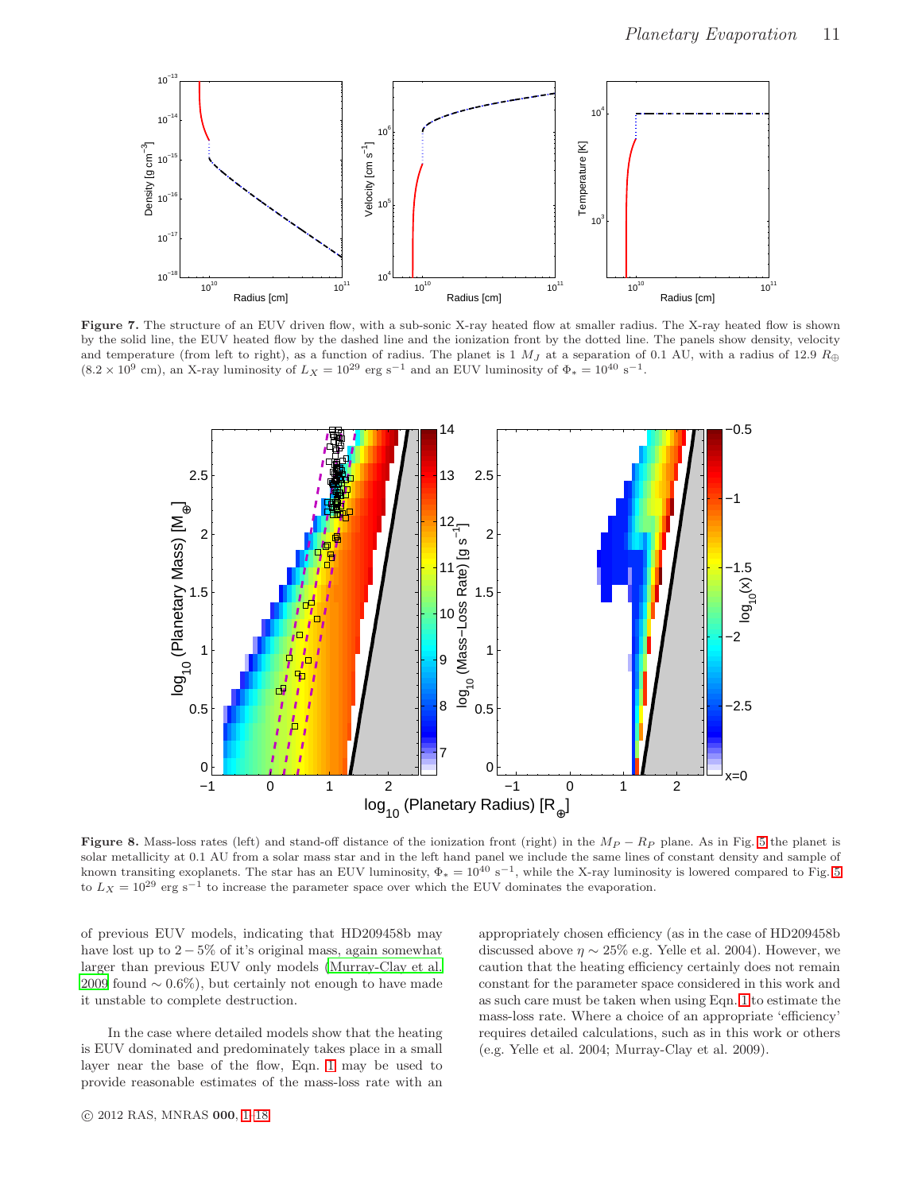**Figure 7.** The structure of an EUV driven flow, with a sub-sonic X-ray heated flow at smaller radius. The X-ray heated flow is shown by the solid line, the EUV heated flow by the dashed line and the ionization front by the dotted line. The panels show density, velocity and temperature (from left to right), as a function of radius. The planet is 1 $M_J$ at a separation of 0.1 AU, with a radius of 12.9 $R_\oplus$ ($8.2 \times 10^9$ cm), an X-ray luminosity of $L_X = 10^{29}$ erg s$^{-1}$ and an EUV luminosity of $\Phi_* = 10^{40}$ s$^{-1}$.

**Figure 8.** Mass-loss rates (left) and stand-off distance of the ionization front (right) in the $M_P - R_P$ plane. As in Fig. 5 the planet is solar metallicity at 0.1 AU from a solar mass star and in the left hand panel we include the same lines of constant density and sample of known transiting exoplanets. The star has an EUV luminosity, $\Phi_* = 10^{40}$ s$^{-1}$, while the X-ray luminosity is lowered compared to Fig. 5 to $L_X = 10^{29}$ erg s$^{-1}$ to increase the parameter space over which the EUV dominates the evaporation.

of previous EUV models, indicating that HD209458b may have lost up to $2-5\%$ of it's original mass, again somewhat larger than previous EUV only models (Murray-Clay et al. 2009 found $\sim 0.6\%$), but certainly not enough to have made it unstable to complete destruction.

In the case where detailed models show that the heating is EUV dominated and predominately takes place in a small layer near the base of the flow, Eqn. 1 may be used to provide reasonable estimates of the mass-loss rate with an appropriately chosen efficiency (as in the case of HD209458b discussed above $\eta \sim 25\%$ e.g. Yelle et al. 2004). However, we caution that the heating efficiency certainly does not remain constant for the parameter space considered in this work and as such care must be taken when using Eqn. 1 to estimate the mass-loss rate. Where a choice of an appropriate 'efficiency' requires detailed calculations, such as in this work or others (e.g. Yelle et al. 2004; Murray-Clay et al. 2009).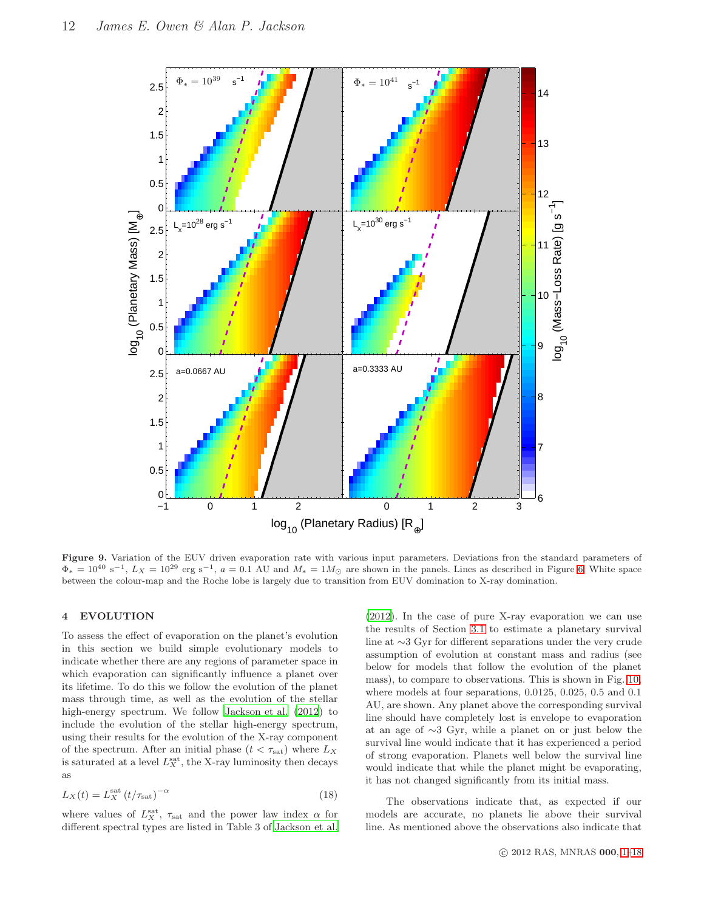**Figure 9.** Variation of the EUV driven evaporation rate with various input parameters. Deviations from the standard parameters of $\Phi_* = 10^{40}$ s$^{-1}$, $L_X = 10^{29}$ erg s$^{-1}$, $a = 0.1$ AU and $M_* = 1M_\odot$ are shown in the panels. Lines as described in Figure 6. White space between the colour-map and the Roche lobe is largely due to transition from EUV domination to X-ray domination.

## 4 EVOLUTION

To assess the effect of evaporation on the planet's evolution in this section we build simple evolutionary models to indicate whether there are any regions of parameter space in which evaporation can significantly influence a planet over its lifetime. To do this we follow the evolution of the planet mass through time, as well as the evolution of the stellar high-energy spectrum. We follow Jackson et al. (2012) to include the evolution of the stellar high-energy spectrum, using their results for the evolution of the X-ray component of the spectrum. After an initial phase ($t < \tau_{\rm sat}$) where $L_X$ is saturated at a level $L_X^{\rm sat}$, the X-ray luminosity then decays as

$$L_X(t) = L_X^{\rm sat} \left(t/\tau_{\rm sat}\right)^{-\alpha} \tag{18}$$

where values of $L_X^{\rm sat}$, $\tau_{\rm sat}$ and the power law index $\alpha$ for different spectral types are listed in Table 3 of Jackson et al. (2012). In the case of pure X-ray evaporation we can use the results of Section 3.1 to estimate a planetary survival line at ~3 Gyr for different separations under the very crude assumption of evolution at constant mass and radius (see below for models that follow the evolution of the planet mass), to compare to observations. This is shown in Fig. 10, where models at four separations, 0.0125, 0.025, 0.5 and 0.1 AU, are shown. Any planet above the corresponding survival line should have completely lost is envelope to evaporation at an age of ~3 Gyr, while a planet on or just below the survival line would indicate that it has experienced a period of strong evaporation. Planets well below the survival line would indicate that while the planet might be evaporating, it has not changed significantly from its initial mass.

The observations indicate that, as expected if our models are accurate, no planets lie above their survival line. As mentioned above the observations also indicate that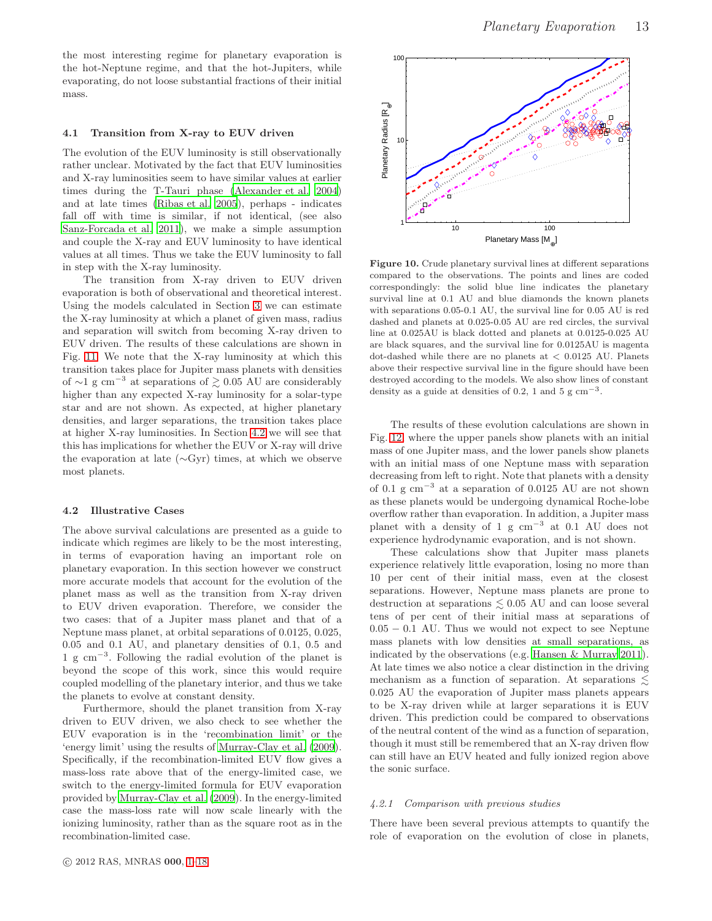the most interesting regime for planetary evaporation is the hot-Neptune regime, and that the hot-Jupiters, while evaporating, do not loose substantial fractions of their initial mass.

### 4.1 Transition from X-ray to EUV driven

The evolution of the EUV luminosity is still observationally rather unclear. Motivated by the fact that EUV luminosities and X-ray luminosities seem to have similar values at earlier times during the T-Tauri phase (Alexander et al. 2004) and at late times (Ribas et al. 2005), perhaps - indicates fall off with time is similar, if not identical, (see also Sanz-Forcada et al. 2011), we make a simple assumption and couple the X-ray and EUV luminosity to have identical values at all times. Thus we take the EUV luminosity to fall in step with the X-ray luminosity.

The transition from X-ray driven to EUV driven evaporation is both of observational and theoretical interest. Using the models calculated in Section 3 we can estimate the X-ray luminosity at which a planet of given mass, radius and separation will switch from becoming X-ray driven to EUV driven. The results of these calculations are shown in Fig. 11. We note that the X-ray luminosity at which this transition takes place for Jupiter mass planets with densities of $\sim$1 g cm$^{-3}$ at separations of $\gtrsim 0.05$ AU are considerably higher than any expected X-ray luminosity for a solar-type star and are not shown. As expected, at higher planetary densities, and larger separations, the transition takes place at higher X-ray luminosities. In Section 4.2 we will see that this has implications for whether the EUV or X-ray will drive the evaporation at late ($\sim$Gyr) times, at which we observe most planets.

### 4.2 Illustrative Cases

The above survival calculations are presented as a guide to indicate which regimes are likely to be the most interesting, in terms of evaporation having an important role on planetary evaporation. In this section however we construct more accurate models that account for the evolution of the planet mass as well as the transition from X-ray driven to EUV driven evaporation. Therefore, we consider the two cases: that of a Jupiter mass planet and that of a Neptune mass planet, at orbital separations of 0.0125, 0.025, 0.05 and 0.1 AU, and planetary densities of 0.1, 0.5 and 1 g cm$^{-3}$. Following the radial evolution of the planet is beyond the scope of this work, since this would require coupled modelling of the planetary interior, and thus we take the planets to evolve at constant density.

Furthermore, should the planet transition from X-ray driven to EUV driven, we also check to see whether the EUV evaporation is in the 'recombination limit' or the 'energy limit' using the results of Murray-Clay et al. (2009). Specifically, if the recombination-limited EUV flow gives a mass-loss rate above that of the energy-limited case, we switch to the energy-limited formula for EUV evaporation provided by Murray-Clay et al. (2009). In the energy-limited case the mass-loss rate will now scale linearly with the ionizing luminosity, rather than as the square root as in the recombination-limited case.

**Figure 10.** Crude planetary survival lines at different separations compared to the observations. The points and lines are coded correspondingly: the solid blue line indicates the planetary survival line at 0.1 AU and blue diamonds the known planets with separations 0.05-0.1 AU, the survival line for 0.05 AU is red dashed and planets at 0.025-0.05 AU are red circles, the survival line at 0.025AU is black dotted and planets at 0.0125-0.025 AU are black squares, and the survival line for 0.0125AU is magenta dot-dashed while there are no planets at < 0.0125 AU. Planets above their respective survival line in the figure should have been destroyed according to the models. We also show lines of constant density as a guide at densities of 0.2, 1 and 5 g cm$^{-3}$.

The results of these evolution calculations are shown in Fig. 12, where the upper panels show planets with an initial mass of one Jupiter mass, and the lower panels show planets with an initial mass of one Neptune mass with separation decreasing from left to right. Note that planets with a density of 0.1 g cm$^{-3}$ at a separation of 0.0125 AU are not shown as these planets would be undergoing dynamical Roche-lobe overflow rather than evaporation. In addition, a Jupiter mass planet with a density of 1 g cm$^{-3}$ at 0.1 AU does not experience hydrodynamic evaporation, and is not shown.

These calculations show that Jupiter mass planets experience relatively little evaporation, losing no more than 10 per cent of their initial mass, even at the closest separations. However, Neptune mass planets are prone to destruction at separations $\lesssim 0.05$ AU and can loose several tens of per cent of their initial mass at separations of $0.05 - 0.1$ AU. Thus we would not expect to see Neptune mass planets with low densities at small separations, as indicated by the observations (e.g. Hansen & Murray 2011). At late times we also notice a clear distinction in the driving mechanism as a function of separation. At separations $\lesssim$ 0.025 AU the evaporation of Jupiter mass planets appears to be X-ray driven while at larger separations it is EUV driven. This prediction could be compared to observations of the neutral content of the wind as a function of separation, though it must still be remembered that an X-ray driven flow can still have an EUV heated and fully ionized region above the sonic surface.

#### 4.2.1 Comparison with previous studies

There have been several previous attempts to quantify the role of evaporation on the evolution of close in planets,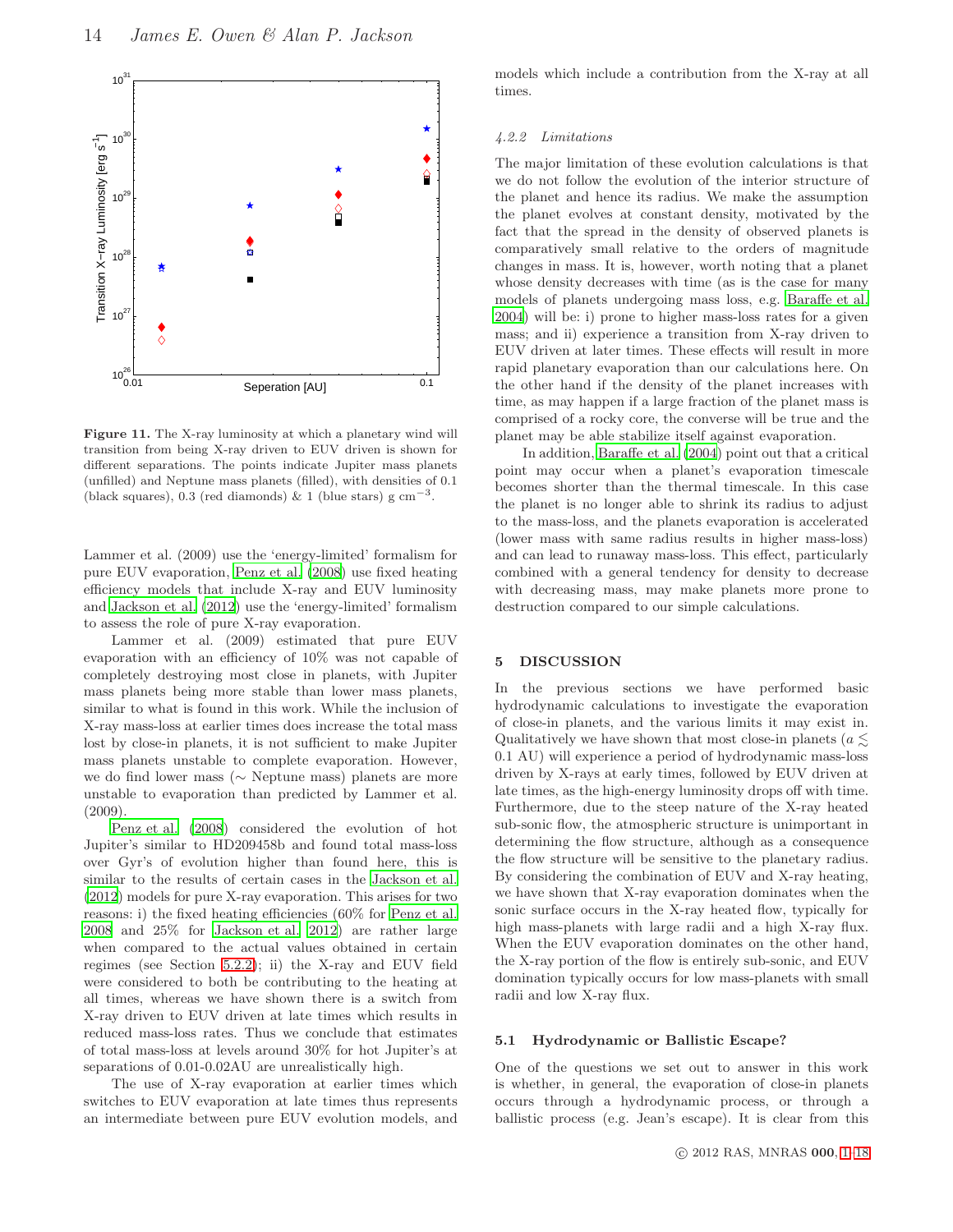Figure 11. The X-ray luminosity at which a planetary wind will transition from being X-ray driven to EUV driven is shown for different separations. The points indicate Jupiter mass planets (unfilled) and Neptune mass planets (filled), with densities of 0.1 (black squares), 0.3 (red diamonds) & 1 (blue stars) g cm$^{-3}$.

Lammer et al. (2009) use the 'energy-limited' formalism for pure EUV evaporation, Penz et al. (2008) use fixed heating efficiency models that include X-ray and EUV luminosity and Jackson et al. (2012) use the 'energy-limited' formalism to assess the role of pure X-ray evaporation.

Lammer et al. (2009) estimated that pure EUV evaporation with an efficiency of 10% was not capable of completely destroying most close in planets, with Jupiter mass planets being more stable than lower mass planets, similar to what is found in this work. While the inclusion of X-ray mass-loss at earlier times does increase the total mass lost by close-in planets, it is not sufficient to make Jupiter mass planets unstable to complete evaporation. However, we do find lower mass (∼ Neptune mass) planets are more unstable to evaporation than predicted by Lammer et al. (2009).

Penz et al. (2008) considered the evolution of hot Jupiter's similar to HD209458b and found total mass-loss over Gyr's of evolution higher than found here, this is similar to the results of certain cases in the Jackson et al. (2012) models for pure X-ray evaporation. This arises for two reasons: i) the fixed heating efficiencies (60% for Penz et al. 2008 and 25% for Jackson et al. 2012) are rather large when compared to the actual values obtained in certain regimes (see Section 5.2.2); ii) the X-ray and EUV field were considered to both be contributing to the heating at all times, whereas we have shown there is a switch from X-ray driven to EUV driven at late times which results in reduced mass-loss rates. Thus we conclude that estimates of total mass-loss at levels around 30% for hot Jupiter's at separations of 0.01-0.02AU are unrealistically high.

The use of X-ray evaporation at earlier times which switches to EUV evaporation at late times thus represents an intermediate between pure EUV evolution models, and models which include a contribution from the X-ray at all times.

#### 4.2.2 Limitations

The major limitation of these evolution calculations is that we do not follow the evolution of the interior structure of the planet and hence its radius. We make the assumption the planet evolves at constant density, motivated by the fact that the spread in the density of observed planets is comparatively small relative to the orders of magnitude changes in mass. It is, however, worth noting that a planet whose density decreases with time (as is the case for many models of planets undergoing mass loss, e.g. Baraffe et al. 2004) will be: i) prone to higher mass-loss rates for a given mass; and ii) experience a transition from X-ray driven to EUV driven at later times. These effects will result in more rapid planetary evaporation than our calculations here. On the other hand if the density of the planet increases with time, as may happen if a large fraction of the planet mass is comprised of a rocky core, the converse will be true and the planet may be able stabilize itself against evaporation.

In addition, Baraffe et al. (2004) point out that a critical point may occur when a planet's evaporation timescale becomes shorter than the thermal timescale. In this case the planet is no longer able to shrink its radius to adjust to the mass-loss, and the planets evaporation is accelerated (lower mass with same radius results in higher mass-loss) and can lead to runaway mass-loss. This effect, particularly combined with a general tendency for density to decrease with decreasing mass, may make planets more prone to destruction compared to our simple calculations.

## 5 DISCUSSION

In the previous sections we have performed basic hydrodynamic calculations to investigate the evaporation of close-in planets, and the various limits it may exist in. Qualitatively we have shown that most close-in planets ($a \lesssim 0.1$ AU) will experience a period of hydrodynamic mass-loss driven by X-rays at early times, followed by EUV driven at late times, as the high-energy luminosity drops off with time. Furthermore, due to the steep nature of the X-ray heated sub-sonic flow, the atmospheric structure is unimportant in determining the flow structure, although as a consequence the flow structure will be sensitive to the planetary radius. By considering the combination of EUV and X-ray heating, we have shown that X-ray evaporation dominates when the sonic surface occurs in the X-ray heated flow, typically for high mass-planets with large radii and a high X-ray flux. When the EUV evaporation dominates on the other hand, the X-ray portion of the flow is entirely sub-sonic, and EUV domination typically occurs for low mass-planets with small radii and low X-ray flux.

### 5.1 Hydrodynamic or Ballistic Escape?

One of the questions we set out to answer in this work is whether, in general, the evaporation of close-in planets occurs through a hydrodynamic process, or through a ballistic process (e.g. Jean's escape). It is clear from this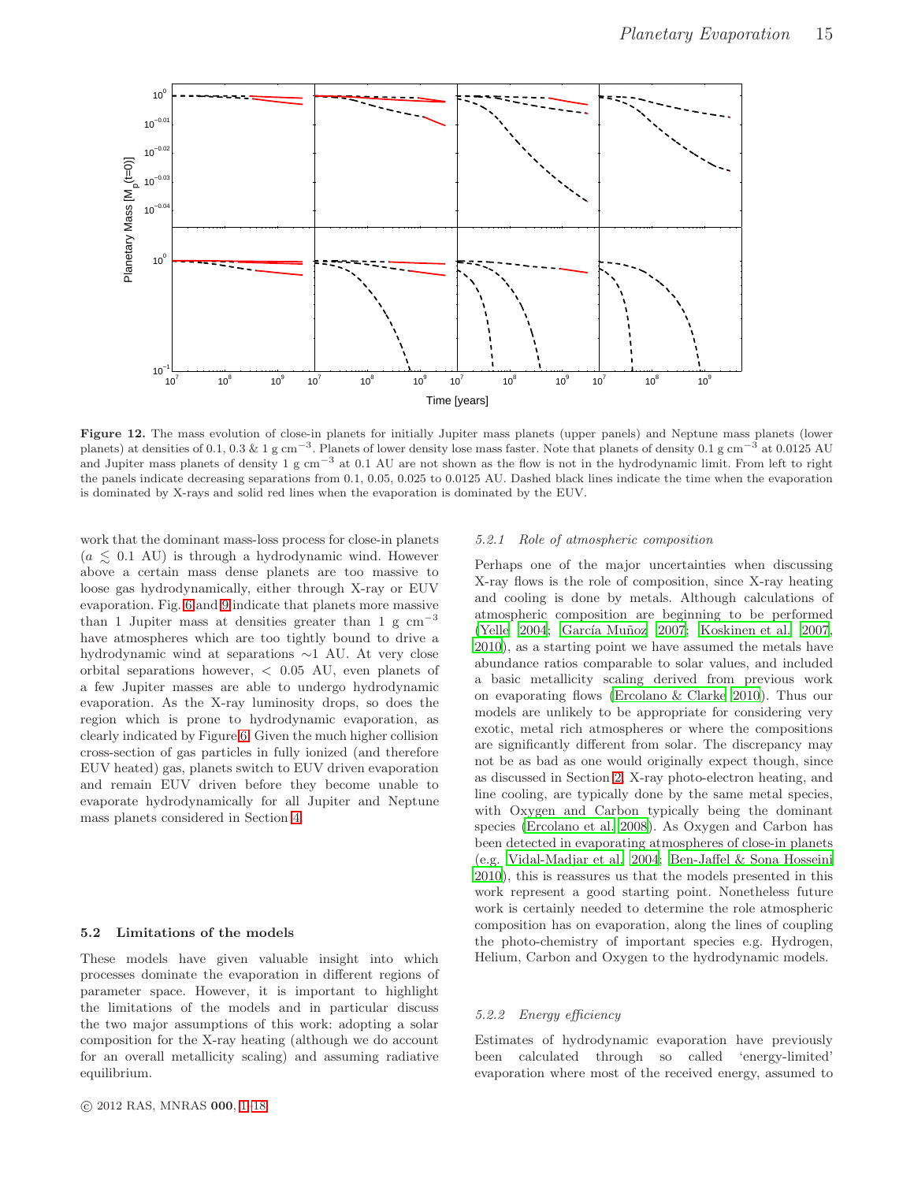**Figure 12.** The mass evolution of close-in planets for initially Jupiter mass planets (upper panels) and Neptune mass planets (lower planets) at densities of 0.1, 0.3 & 1 g cm$^{-3}$. Planets of lower density lose mass faster. Note that planets of density 0.1 g cm$^{-3}$ at 0.0125 AU and Jupiter mass planets of density 1 g cm$^{-3}$ at 0.1 AU are not shown as the flow is not in the hydrodynamic limit. From left to right the panels indicate decreasing separations from 0.1, 0.05, 0.025 to 0.0125 AU. Dashed black lines indicate the time when the evaporation is dominated by X-rays and solid red lines when the evaporation is dominated by the EUV.

work that the dominant mass-loss process for close-in planets ($a \lesssim 0.1$ AU) is through a hydrodynamic wind. However above a certain mass dense planets are too massive to loose gas hydrodynamically, either through X-ray or EUV evaporation. Fig. 6 and 9 indicate that planets more massive than 1 Jupiter mass at densities greater than 1 g cm$^{-3}$ have atmospheres which are too tightly bound to drive a hydrodynamic wind at separations $\sim$1 AU. At very close orbital separations however, $< 0.05$ AU, even planets of a few Jupiter masses are able to undergo hydrodynamic evaporation. As the X-ray luminosity drops, so does the region which is prone to hydrodynamic evaporation, as clearly indicated by Figure 6. Given the much higher collision cross-section of gas particles in fully ionized (and therefore EUV heated) gas, planets switch to EUV driven evaporation and remain EUV driven before they become unable to evaporate hydrodynamically for all Jupiter and Neptune mass planets considered in Section 4.

### 5.2 Limitations of the models

These models have given valuable insight into which processes dominate the evaporation in different regions of parameter space. However, it is important to highlight the limitations of the models and in particular discuss the two major assumptions of this work: adopting a solar composition for the X-ray heating (although we do account for an overall metallicity scaling) and assuming radiative equilibrium.

#### *5.2.1 Role of atmospheric composition*

Perhaps one of the major uncertainties when discussing X-ray flows is the role of composition, since X-ray heating and cooling is done by metals. Although calculations of atmospheric composition are beginning to be performed (Yelle 2004; García Muñoz 2007; Koskinen et al. 2007, 2010), as a starting point we have assumed the metals have abundance ratios comparable to solar values, and included a basic metallicity scaling derived from previous work on evaporating flows (Ercolano & Clarke 2010). Thus our models are unlikely to be appropriate for considering very exotic, metal rich atmospheres or where the compositions are significantly different from solar. The discrepancy may not be as bad as one would originally expect though, since as discussed in Section 2, X-ray photo-electron heating, and line cooling, are typically done by the same metal species, with Oxygen and Carbon typically being the dominant species (Ercolano et al. 2008). As Oxygen and Carbon has been detected in evaporating atmospheres of close-in planets (e.g. Vidal-Madjar et al. 2004; Ben-Jaffel & Sona Hosseini 2010), this is reassures us that the models presented in this work represent a good starting point. Nonetheless future work is certainly needed to determine the role atmospheric composition has on evaporation, along the lines of coupling the photo-chemistry of important species e.g. Hydrogen, Helium, Carbon and Oxygen to the hydrodynamic models.

#### *5.2.2 Energy efficiency*

Estimates of hydrodynamic evaporation have previously been calculated through so called 'energy-limited' evaporation where most of the received energy, assumed to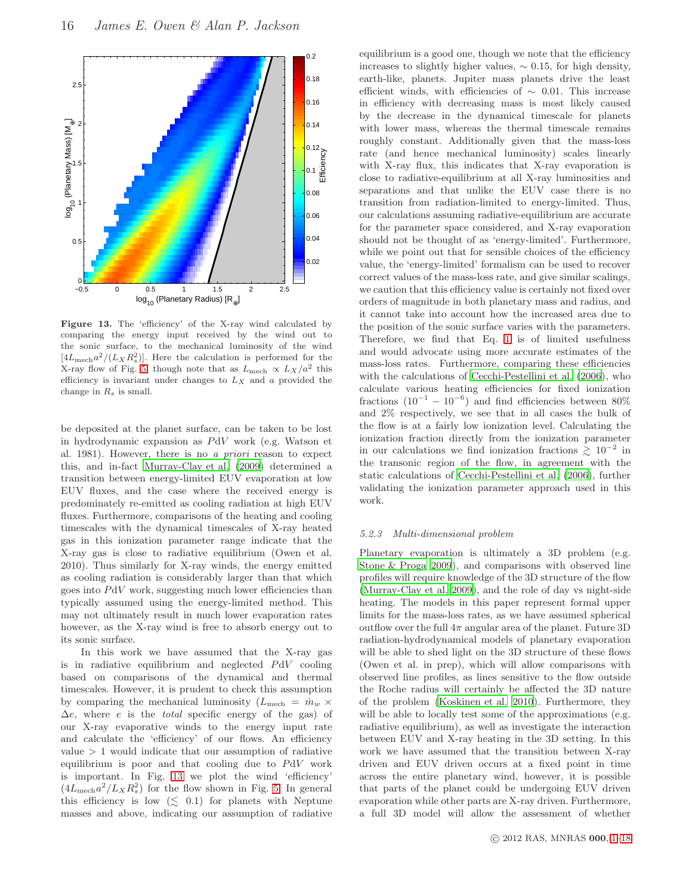**Figure 13.** The 'efficiency' of the X-ray wind calculated by comparing the energy input received by the wind out to the sonic surface, to the mechanical luminosity of the wind $[4L_{\rm mech}a^2/(L_X R_s^2)]$. Here the calculation is performed for the X-ray flow of Fig. 5 though note that as $L_{\rm mech} \propto L_X/a^2$ this efficiency is invariant under changes to $L_X$ and $a$ provided the change in $R_s$ is small.

be deposited at the planet surface, can be taken to be lost in hydrodynamic expansion as $PdV$ work (e.g. Watson et al. 1981). However, there is no *a priori* reason to expect this, and in-fact Murray-Clay et al. (2009) determined a transition between energy-limited EUV evaporation at low EUV fluxes, and the case where the received energy is predominately re-emitted as cooling radiation at high EUV fluxes. Furthermore, comparisons of the heating and cooling timescales with the dynamical timescales of X-ray heated gas in this ionization parameter range indicate that the X-ray gas is close to radiative equilibrium (Owen et al. 2010). Thus similarly for X-ray winds, the energy emitted as cooling radiation is considerably larger than that which goes into $PdV$ work, suggesting much lower efficiencies than typically assumed using the energy-limited method. This may not ultimately result in much lower evaporation rates however, as the X-ray wind is free to absorb energy out to its sonic surface.

In this work we have assumed that the X-ray gas is in radiative equilibrium and neglected $PdV$ cooling based on comparisons of the dynamical and thermal timescales. However, it is prudent to check this assumption by comparing the mechanical luminosity ($L_{\rm mech} = \dot{m}_w \times \Delta e$, where $e$ is the *total* specific energy of the gas) of our X-ray evaporative winds to the energy input rate and calculate the 'efficiency' of our flows. An efficiency value $> 1$ would indicate that our assumption of radiative equilibrium is poor and that cooling due to $PdV$ work is important. In Fig. 13 we plot the wind 'efficiency' ($4L_{\rm mech}a^2/L_X R_s^2$) for the flow shown in Fig. 5. In general this efficiency is low ($\lesssim 0.1$) for planets with Neptune masses and above, indicating our assumption of radiative equilibrium is a good one, though we note that the efficiency increases to slightly higher values, $\sim 0.15$, for high density, earth-like, planets. Jupiter mass planets drive the least efficient winds, with efficiencies of $\sim 0.01$. This increase in efficiency with decreasing mass is most likely caused by the decrease in the dynamical timescale for planets with lower mass, whereas the thermal timescale remains roughly constant. Additionally given that the mass-loss rate (and hence mechanical luminosity) scales linearly with X-ray flux, this indicates that X-ray evaporation is close to radiative-equilibrium at all X-ray luminosities and separations and that unlike the EUV case there is no transition from radiation-limited to energy-limited. Thus, our calculations assuming radiative-equilibrium are accurate for the parameter space considered, and X-ray evaporation should not be thought of as 'energy-limited'. Furthermore, while we point out that for sensible choices of the efficiency value, the 'energy-limited' formalism can be used to recover correct values of the mass-loss rate, and give similar scalings, we caution that this efficiency value is certainly not fixed over orders of magnitude in both planetary mass and radius, and it cannot take into account how the increased area due to the position of the sonic surface varies with the parameters. Therefore, we find that Eq. 1 is of limited usefulness and would advocate using more accurate estimates of the mass-loss rates. Furthermore, comparing these efficiencies with the calculations of Cecchi-Pestellini et al. (2006), who calculate various heating efficiencies for fixed ionization fractions ($10^{-1} - 10^{-6}$) and find efficiencies between 80% and 2% respectively, we see that in all cases the bulk of the flow is at a fairly low ionization level. Calculating the ionization fraction directly from the ionization parameter in our calculations we find ionization fractions $\gtrsim 10^{-2}$ in the transonic region of the flow, in agreement with the static calculations of Cecchi-Pestellini et al. (2006), further validating the ionization parameter approach used in this work.

#### 5.2.3 Multi-dimensional problem

Planetary evaporation is ultimately a 3D problem (e.g. Stone & Proga 2009), and comparisons with observed line profiles will require knowledge of the 3D structure of the flow (Murray-Clay et al. 2009), and the role of day vs night-side heating. The models in this paper represent formal upper limits for the mass-loss rates, as we have assumed spherical outflow over the full $4\pi$ angular area of the planet. Future 3D radiation-hydrodynamical models of planetary evaporation will be able to shed light on the 3D structure of these flows (Owen et al. in prep), which will allow comparisons with observed line profiles, as lines sensitive to the flow outside the Roche radius will certainly be affected the 3D nature of the problem (Koskinen et al. 2010). Furthermore, they will be able to locally test some of the approximations (e.g. radiative equilibrium), as well as investigate the interaction between EUV and X-ray heating in the 3D setting. In this work we have assumed that the transition between X-ray driven and EUV driven occurs at a fixed point in time across the entire planetary wind, however, it is possible that parts of the planet could be undergoing EUV driven evaporation while other parts are X-ray driven. Furthermore, a full 3D model will allow the assessment of whether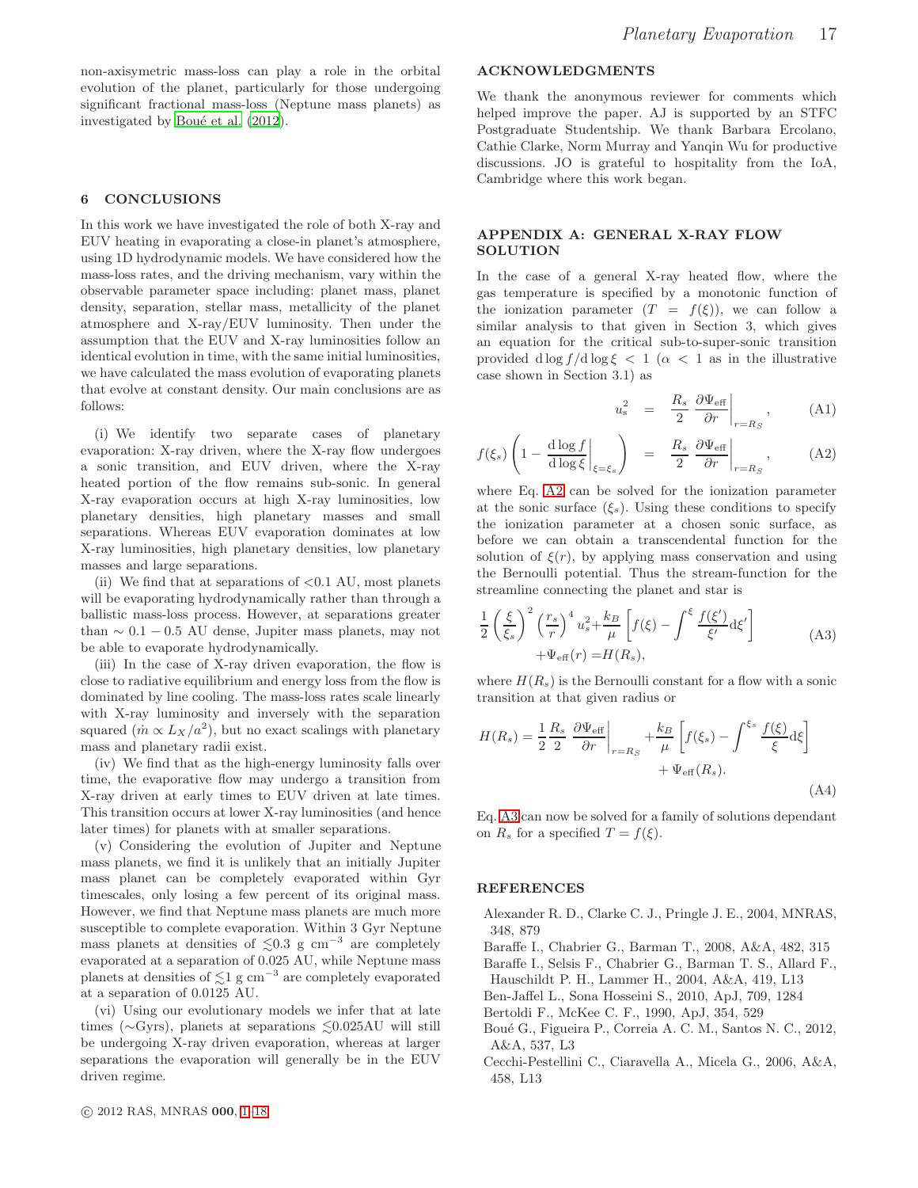non-axisymmetric mass-loss can play a role in the orbital evolution of the planet, particularly for those undergoing significant fractional mass-loss (Neptune mass planets) as investigated by Boué et al. (2012).

## 6 CONCLUSIONS

In this work we have investigated the role of both X-ray and EUV heating in evaporating a close-in planet's atmosphere, using 1D hydrodynamic models. We have considered how the mass-loss rates, and the driving mechanism, vary within the observable parameter space including: planet mass, planet density, separation, stellar mass, metallicity of the planet atmosphere and X-ray/EUV luminosity. Then under the assumption that the EUV and X-ray luminosities follow an identical evolution in time, with the same initial luminosities, we have calculated the mass evolution of evaporating planets that evolve at constant density. Our main conclusions are as follows:

(i) We identify two separate cases of planetary evaporation: X-ray driven, where the X-ray flow undergoes a sonic transition, and EUV driven, where the X-ray heated portion of the flow remains sub-sonic. In general X-ray evaporation occurs at high X-ray luminosities, low planetary densities, high planetary masses and small separations. Whereas EUV evaporation dominates at low X-ray luminosities, high planetary densities, low planetary masses and large separations.

(ii) We find that at separations of <0.1 AU, most planets will be evaporating hydrodynamically rather than through a ballistic mass-loss process. However, at separations greater than $\sim 0.1-0.5$ AU dense, Jupiter mass planets, may not be able to evaporate hydrodynamically.

(iii) In the case of X-ray driven evaporation, the flow is close to radiative equilibrium and energy loss from the flow is dominated by line cooling. The mass-loss rates scale linearly with X-ray luminosity and inversely with the separation squared ($\dot{m} \propto L_X/a^2$), but no exact scalings with planetary mass and planetary radii exist.

(iv) We find that as the high-energy luminosity falls over time, the evaporative flow may undergo a transition from X-ray driven at early times to EUV driven at late times. This transition occurs at lower X-ray luminosities (and hence later times) for planets with at smaller separations.

(v) Considering the evolution of Jupiter and Neptune mass planets, we find it is unlikely that an initially Jupiter mass planet can be completely evaporated within Gyr timescales, only losing a few percent of its original mass. However, we find that Neptune mass planets are much more susceptible to complete evaporation. Within 3 Gyr Neptune mass planets at densities of $\lesssim$0.3 g cm$^{-3}$ are completely evaporated at a separation of 0.025 AU, while Neptune mass planets at densities of $\lesssim$1 g cm$^{-3}$ are completely evaporated at a separation of 0.0125 AU.

(vi) Using our evolutionary models we infer that at late times ($\sim$Gyrs), planets at separations $\lesssim$0.025AU will still be undergoing X-ray driven evaporation, whereas at larger separations the evaporation will generally be in the EUV driven regime.

## ACKNOWLEDGMENTS

We thank the anonymous reviewer for comments which helped improve the paper. AJ is supported by an STFC Postgraduate Studentship. We thank Barbara Ercolano, Cathie Clarke, Norm Murray and Yanqin Wu for productive discussions. JO is grateful to hospitality from the IoA, Cambridge where this work began.

## APPENDIX A: GENERAL X-RAY FLOW SOLUTION

In the case of a general X-ray heated flow, where the gas temperature is specified by a monotonic function of the ionization parameter ($T = f(\xi)$), we can follow a similar analysis to that given in Section 3, which gives an equation for the critical sub-to-super-sonic transition provided $\mathrm{d}\log f/\mathrm{d}\log\xi < 1$ ($\alpha < 1$ as in the illustrative case shown in Section 3.1) as

$$u_s^2 = \frac{R_s}{2}\left.\frac{\partial \Psi_{\rm eff}}{\partial r}\right|_{r=R_S}, \tag{A1}$$

$$f(\xi_s)\left(1-\left.\frac{\mathrm{d}\log f}{\mathrm{d}\log \xi}\right|_{\xi=\xi_s}\right) = \frac{R_s}{2}\left.\frac{\partial \Psi_{\rm eff}}{\partial r}\right|_{r=R_S}, \tag{A2}$$

where Eq. A2 can be solved for the ionization parameter at the sonic surface ($\xi_s$). Using these conditions to specify the ionization parameter at a chosen sonic surface, as before we can obtain a transcendental function for the solution of $\xi(r)$, by applying mass conservation and using the Bernoulli potential. Thus the stream-function for the streamline connecting the planet and star is

$$\frac{1}{2}\left(\frac{\xi}{\xi_s}\right)^2\left(\frac{r_s}{r}\right)^4 u_s^2 + \frac{k_B}{\mu}\left[f(\xi) - \int^{\xi}\frac{f(\xi')}{\xi'}\mathrm{d}\xi'\right] + \Psi_{\rm eff}(r) = H(R_s), \tag{A3}$$

where $H(R_s)$ is the Bernoulli constant for a flow with a sonic transition at that given radius or

$$H(R_s) = \frac{1}{2}\frac{R_s}{2}\left.\frac{\partial \Psi_{\rm eff}}{\partial r}\right|_{r=R_S} + \frac{k_B}{\mu}\left[f(\xi_s) - \int^{\xi_s}\frac{f(\xi)}{\xi}\mathrm{d}\xi\right] + \Psi_{\rm eff}(R_s). \tag{A4}$$

Eq. A3 can now be solved for a family of solutions dependant on $R_s$ for a specified $T = f(\xi)$.

## REFERENCES

Alexander R. D., Clarke C. J., Pringle J. E., 2004, MNRAS, 348, 879

Baraffe I., Chabrier G., Barman T., 2008, A&A, 482, 315

Baraffe I., Selsis F., Chabrier G., Barman T. S., Allard F., Hauschildt P. H., Lammer H., 2004, A&A, 419, L13

Ben-Jaffel L., Sona Hosseini S., 2010, ApJ, 709, 1284

Bertoldi F., McKee C. F., 1990, ApJ, 354, 529

Boué G., Figueira P., Correia A. C. M., Santos N. C., 2012, A&A, 537, L3

Cecchi-Pestellini C., Ciaravella A., Micela G., 2006, A&A, 458, L13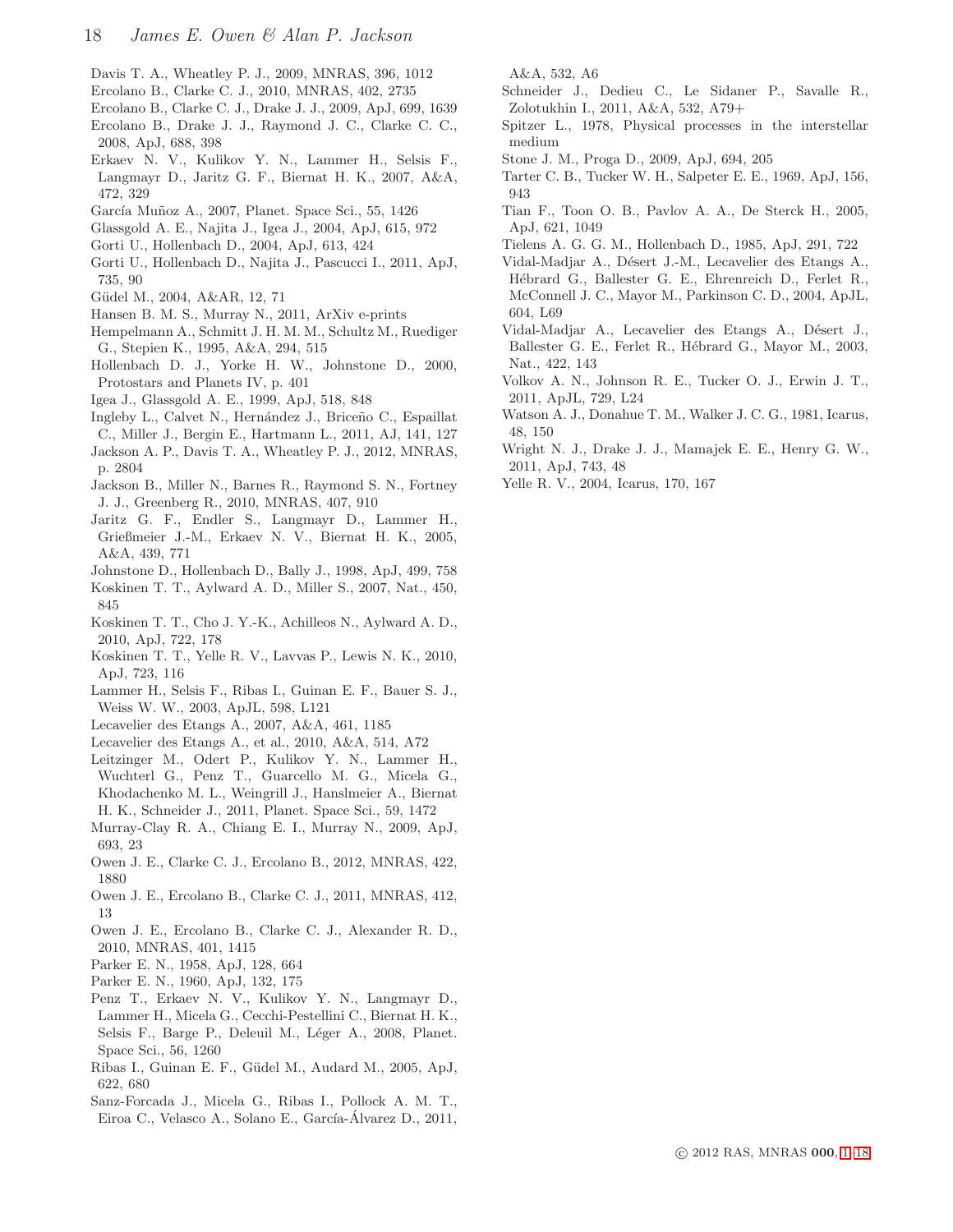Davis T. A., Wheatley P. J., 2009, MNRAS, 396, 1012

Ercolano B., Clarke C. J., 2010, MNRAS, 402, 2735

Ercolano B., Clarke C. J., Drake J. J., 2009, ApJ, 699, 1639

Ercolano B., Drake J. J., Raymond J. C., Clarke C. C., 2008, ApJ, 688, 398

Erkaev N. V., Kulikov Y. N., Lammer H., Selsis F., Langmayr D., Jaritz G. F., Biernat H. K., 2007, A&A, 472, 329

García Muñoz A., 2007, Planet. Space Sci., 55, 1426

Glassgold A. E., Najita J., Igea J., 2004, ApJ, 615, 972

Gorti U., Hollenbach D., 2004, ApJ, 613, 424

Gorti U., Hollenbach D., Najita J., Pascucci I., 2011, ApJ, 735, 90

Güdel M., 2004, A&AR, 12, 71

Hansen B. M. S., Murray N., 2011, ArXiv e-prints

Hempelmann A., Schmitt J. H. M. M., Schultz M., Ruediger G., Stepien K., 1995, A&A, 294, 515

Hollenbach D. J., Yorke H. W., Johnstone D., 2000, Protostars and Planets IV, p. 401

Igea J., Glassgold A. E., 1999, ApJ, 518, 848

Ingleby L., Calvet N., Hernández J., Briceño C., Espaillat C., Miller J., Bergin E., Hartmann L., 2011, AJ, 141, 127

Jackson A. P., Davis T. A., Wheatley P. J., 2012, MNRAS, p. 2804

Jackson B., Miller N., Barnes R., Raymond S. N., Fortney J. J., Greenberg R., 2010, MNRAS, 407, 910

Jaritz G. F., Endler S., Langmayr D., Lammer H., Grießmeier J.-M., Erkaev N. V., Biernat H. K., 2005, A&A, 439, 771

Johnstone D., Hollenbach D., Bally J., 1998, ApJ, 499, 758

Koskinen T. T., Aylward A. D., Miller S., 2007, Nat., 450, 845

Koskinen T. T., Cho J. Y.-K., Achilleos N., Aylward A. D., 2010, ApJ, 722, 178

Koskinen T. T., Yelle R. V., Lavvas P., Lewis N. K., 2010, ApJ, 723, 116

Lammer H., Selsis F., Ribas I., Guinan E. F., Bauer S. J., Weiss W. W., 2003, ApJL, 598, L121

Lecavelier des Etangs A., 2007, A&A, 461, 1185

Lecavelier des Etangs A., et al., 2010, A&A, 514, A72

Leitzinger M., Odert P., Kulikov Y. N., Lammer H., Wuchterl G., Penz T., Guarcello M. G., Micela G., Khodachenko M. L., Weingrill J., Hanslmeier A., Biernat H. K., Schneider J., 2011, Planet. Space Sci., 59, 1472

Murray-Clay R. A., Chiang E. I., Murray N., 2009, ApJ, 693, 23

Owen J. E., Clarke C. J., Ercolano B., 2012, MNRAS, 422, 1880

Owen J. E., Ercolano B., Clarke C. J., 2011, MNRAS, 412, 13

Owen J. E., Ercolano B., Clarke C. J., Alexander R. D., 2010, MNRAS, 401, 1415

Parker E. N., 1958, ApJ, 128, 664

Parker E. N., 1960, ApJ, 132, 175

Penz T., Erkaev N. V., Kulikov Y. N., Langmayr D., Lammer H., Micela G., Cecchi-Pestellini C., Biernat H. K., Selsis F., Barge P., Deleuil M., Léger A., 2008, Planet. Space Sci., 56, 1260

Ribas I., Guinan E. F., Güdel M., Audard M., 2005, ApJ, 622, 680

Sanz-Forcada J., Micela G., Ribas I., Pollock A. M. T., Eiroa C., Velasco A., Solano E., García-Álvarez D., 2011, A&A, 532, A6

Schneider J., Dedieu C., Le Sidaner P., Savalle R., Zolotukhin I., 2011, A&A, 532, A79+

Spitzer L., 1978, Physical processes in the interstellar medium

Stone J. M., Proga D., 2009, ApJ, 694, 205

Tarter C. B., Tucker W. H., Salpeter E. E., 1969, ApJ, 156, 943

Tian F., Toon O. B., Pavlov A. A., De Sterck H., 2005, ApJ, 621, 1049

Tielens A. G. G. M., Hollenbach D., 1985, ApJ, 291, 722

Vidal-Madjar A., Désert J.-M., Lecavelier des Etangs A., Hébrard G., Ballester G. E., Ehrenreich D., Ferlet R., McConnell J. C., Mayor M., Parkinson C. D., 2004, ApJL, 604, L69

Vidal-Madjar A., Lecavelier des Etangs A., Désert J., Ballester G. E., Ferlet R., Hébrard G., Mayor M., 2003, Nat., 422, 143

Volkov A. N., Johnson R. E., Tucker O. J., Erwin J. T., 2011, ApJL, 729, L24

Watson A. J., Donahue T. M., Walker J. C. G., 1981, Icarus, 48, 150

Wright N. J., Drake J. J., Mamajek E. E., Henry G. W., 2011, ApJ, 743, 48

Yelle R. V., 2004, Icarus, 170, 167